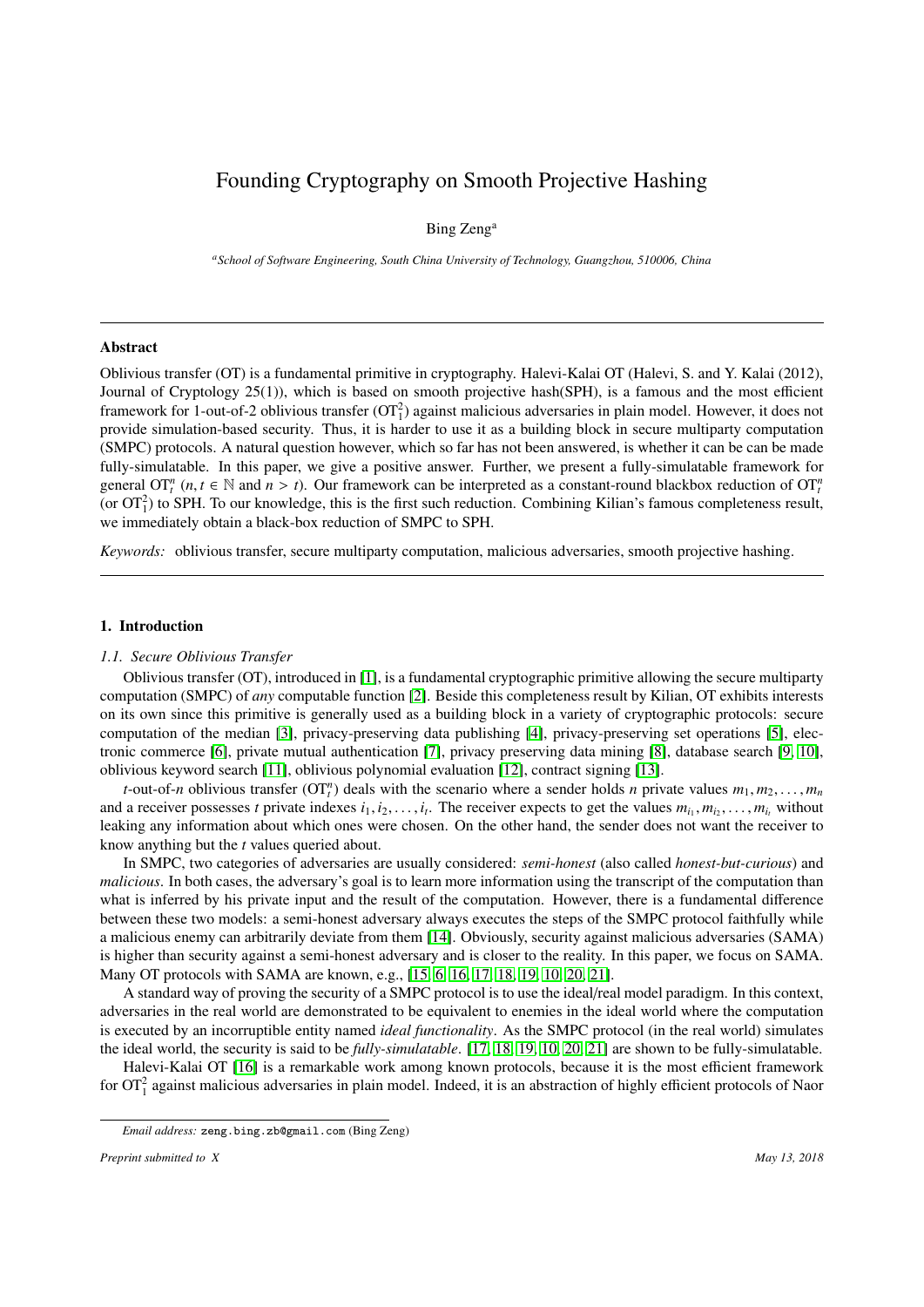# Founding Cryptography on Smooth Projective Hashing

Bing Zeng[a]

[a] *School of Software Engineering, South China University of Technology, Guangzhou, 510006, China*

---

## Abstract

Oblivious transfer (OT) is a fundamental primitive in cryptography. Halevi-Kalai OT (Halevi, S. and Y. Kalai (2012), Journal of Cryptology 25(1)), which is based on smooth projective hash(SPH), is a famous and the most efficient framework for 1-out-of-2 oblivious transfer ($\mathrm{OT}_1^2$) against malicious adversaries in plain model. However, it does not provide simulation-based security. Thus, it is harder to use it as a building block in secure multiparty computation (SMPC) protocols. A natural question however, which so far has not been answered, is whether it can be can be made fully-simulatable. In this paper, we give a positive answer. Further, we present a fully-simulatable framework for general $\mathrm{OT}_t^n$ ($n, t \in \mathbb{N}$ and $n > t$). Our framework can be interpreted as a constant-round blackbox reduction of $\mathrm{OT}_t^n$ (or $\mathrm{OT}_1^2$) to SPH. To our knowledge, this is the first such reduction. Combining Kilian's famous completeness result, we immediately obtain a black-box reduction of SMPC to SPH.

*Keywords:* oblivious transfer, secure multiparty computation, malicious adversaries, smooth projective hashing.

---

## 1. Introduction

### *1.1. Secure Oblivious Transfer*

Oblivious transfer (OT), introduced in [1], is a fundamental cryptographic primitive allowing the secure multiparty computation (SMPC) of *any* computable function [2]. Beside this completeness result by Kilian, OT exhibits interests on its own since this primitive is generally used as a building block in a variety of cryptographic protocols: secure computation of the median [3], privacy-preserving data publishing [4], privacy-preserving set operations [5], electronic commerce [6], private mutual authentication [7], privacy preserving data mining [8], database search [9, 10], oblivious keyword search [11], oblivious polynomial evaluation [12], contract signing [13].

*t*-out-of-*n* oblivious transfer ($\mathrm{OT}_t^n$) deals with the scenario where a sender holds $n$ private values $m_1, m_2, \ldots, m_n$ and a receiver possesses $t$ private indexes $i_1, i_2, \ldots, i_t$. The receiver expects to get the values $m_{i_1}, m_{i_2}, \ldots, m_{i_t}$ without leaking any information about which ones were chosen. On the other hand, the sender does not want the receiver to know anything but the $t$ values queried about.

In SMPC, two categories of adversaries are usually considered: *semi-honest* (also called *honest-but-curious*) and *malicious*. In both cases, the adversary's goal is to learn more information using the transcript of the computation than what is inferred by his private input and the result of the computation. However, there is a fundamental difference between these two models: a semi-honest adversary always executes the steps of the SMPC protocol faithfully while a malicious enemy can arbitrarily deviate from them [14]. Obviously, security against malicious adversaries (SAMA) is higher than security against a semi-honest adversary and is closer to the reality. In this paper, we focus on SAMA. Many OT protocols with SAMA are known, e.g., [15, 6, 16, 17, 18, 19, 10, 20, 21].

A standard way of proving the security of a SMPC protocol is to use the ideal/real model paradigm. In this context, adversaries in the real world are demonstrated to be equivalent to enemies in the ideal world where the computation is executed by an incorruptible entity named *ideal functionality*. As the SMPC protocol (in the real world) simulates the ideal world, the security is said to be *fully-simulatable*. [17, 18, 19, 10, 20, 21] are shown to be fully-simulatable.

Halevi-Kalai OT [16] is a remarkable work among known protocols, because it is the most efficient framework for $\mathrm{OT}_1^2$ against malicious adversaries in plain model. Indeed, it is an abstraction of highly efficient protocols of Naor

---

*Email address:* zeng.bing.zb@gmail.com (Bing Zeng)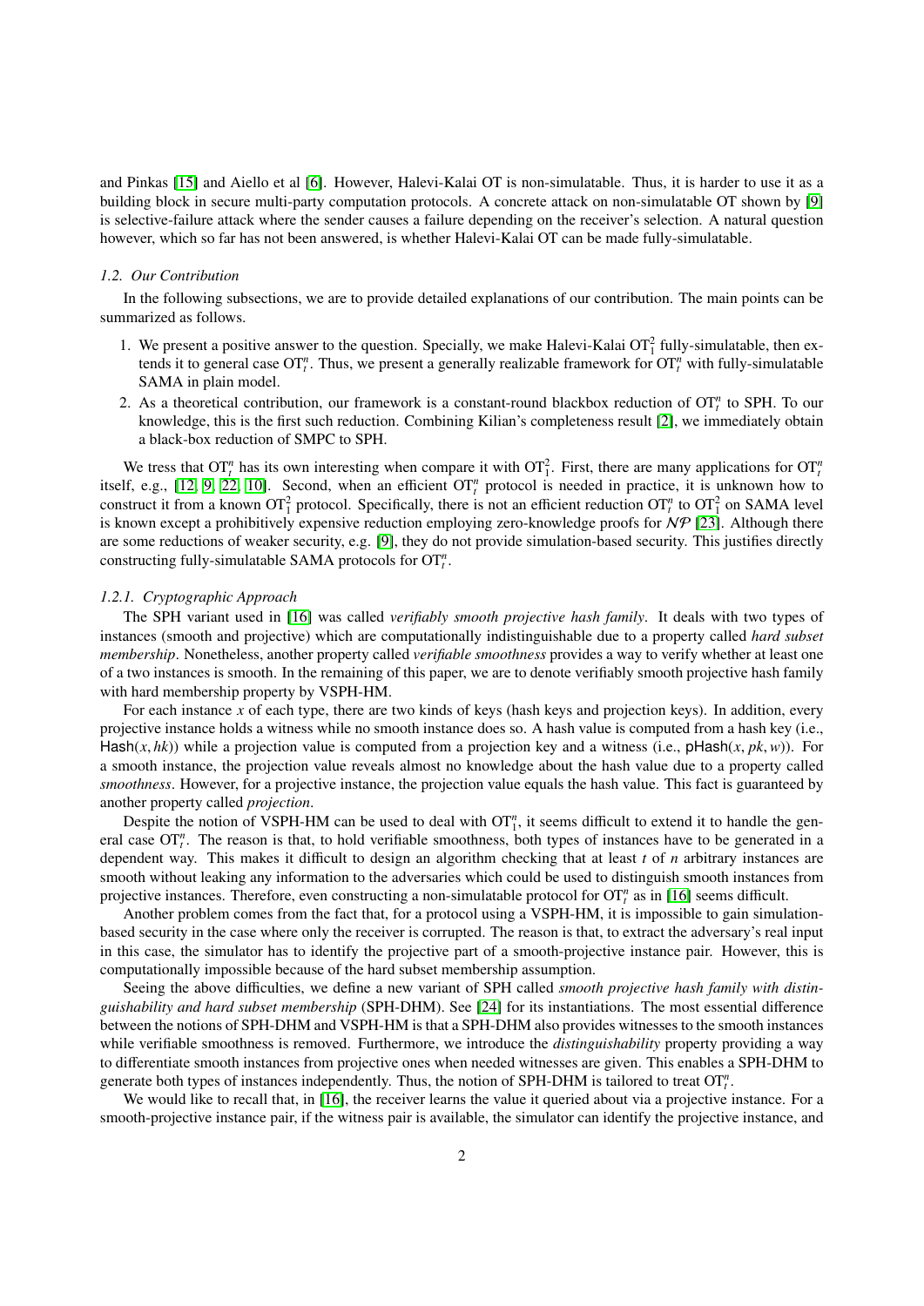and Pinkas [15] and Aiello et al [6]. However, Halevi-Kalai OT is non-simulatable. Thus, it is harder to use it as a building block in secure multi-party computation protocols. A concrete attack on non-simulatable OT shown by [9] is selective-failure attack where the sender causes a failure depending on the receiver's selection. A natural question however, which so far has not been answered, is whether Halevi-Kalai OT can be made fully-simulatable.

### *1.2. Our Contribution*

In the following subsections, we are to provide detailed explanations of our contribution. The main points can be summarized as follows.

1. We present a positive answer to the question. Specially, we make Halevi-Kalai $\mathrm{OT}^2_1$ fully-simulatable, then extends it to general case $\mathrm{OT}^n_t$. Thus, we present a generally realizable framework for $\mathrm{OT}^n_t$ with fully-simulatable SAMA in plain model.
2. As a theoretical contribution, our framework is a constant-round blackbox reduction of $\mathrm{OT}^n_t$ to SPH. To our knowledge, this is the first such reduction. Combining Kilian's completeness result [2], we immediately obtain a black-box reduction of SMPC to SPH.

We tress that $\mathrm{OT}^n_t$ has its own interesting when compare it with $\mathrm{OT}^2_1$. First, there are many applications for $\mathrm{OT}^n_t$ itself, e.g., [12, 9, 22, 10]. Second, when an efficient $\mathrm{OT}^n_t$ protocol is needed in practice, it is unknown how to construct it from a known $\mathrm{OT}^2_1$ protocol. Specifically, there is not an efficient reduction $\mathrm{OT}^n_t$ to $\mathrm{OT}^2_1$ on SAMA level is known except a prohibitively expensive reduction employing zero-knowledge proofs for $\mathcal{NP}$ [23]. Although there are some reductions of weaker security, e.g. [9], they do not provide simulation-based security. This justifies directly constructing fully-simulatable SAMA protocols for $\mathrm{OT}^n_t$.

#### *1.2.1. Cryptographic Approach*

The SPH variant used in [16] was called *verifiably smooth projective hash family*. It deals with two types of instances (smooth and projective) which are computationally indistinguishable due to a property called *hard subset membership*. Nonetheless, another property called *verifiable smoothness* provides a way to verify whether at least one of a two instances is smooth. In the remaining of this paper, we are to denote verifiably smooth projective hash family with hard membership property by VSPH-HM.

For each instance $x$ of each type, there are two kinds of keys (hash keys and projection keys). In addition, every projective instance holds a witness while no smooth instance does so. A hash value is computed from a hash key (i.e., $\mathsf{Hash}(x, hk)$) while a projection value is computed from a projection key and a witness (i.e., $\mathsf{pHash}(x, pk, w)$). For a smooth instance, the projection value reveals almost no knowledge about the hash value due to a property called *smoothness*. However, for a projective instance, the projection value equals the hash value. This fact is guaranteed by another property called *projection*.

Despite the notion of VSPH-HM can be used to deal with $\mathrm{OT}^n_1$, it seems difficult to extend it to handle the general case $\mathrm{OT}^n_t$. The reason is that, to hold verifiable smoothness, both types of instances have to be generated in a dependent way. This makes it difficult to design an algorithm checking that at least $t$ of $n$ arbitrary instances are smooth without leaking any information to the adversaries which could be used to distinguish smooth instances from projective instances. Therefore, even constructing a non-simulatable protocol for $\mathrm{OT}^n_t$ as in [16] seems difficult.

Another problem comes from the fact that, for a protocol using a VSPH-HM, it is impossible to gain simulation-based security in the case where only the receiver is corrupted. The reason is that, to extract the adversary's real input in this case, the simulator has to identify the projective part of a smooth-projective instance pair. However, this is computationally impossible because of the hard subset membership assumption.

Seeing the above difficulties, we define a new variant of SPH called *smooth projective hash family with distinguishability and hard subset membership* (SPH-DHM). See [24] for its instantiations. The most essential difference between the notions of SPH-DHM and VSPH-HM is that a SPH-DHM also provides witnesses to the smooth instances while verifiable smoothness is removed. Furthermore, we introduce the *distinguishability* property providing a way to differentiate smooth instances from projective ones when needed witnesses are given. This enables a SPH-DHM to generate both types of instances independently. Thus, the notion of SPH-DHM is tailored to treat $\mathrm{OT}^n_t$.

We would like to recall that, in [16], the receiver learns the value it queried about via a projective instance. For a smooth-projective instance pair, if the witness pair is available, the simulator can identify the projective instance, and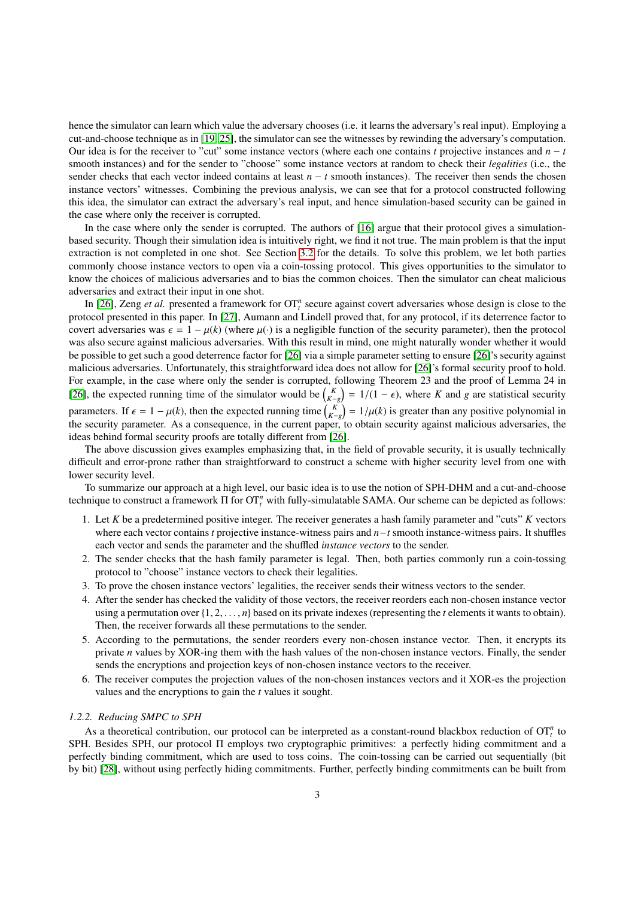hence the simulator can learn which value the adversary chooses (i.e. it learns the adversary's real input). Employing a cut-and-choose technique as in [19, 25], the simulator can see the witnesses by rewinding the adversary's computation. Our idea is for the receiver to "cut" some instance vectors (where each one contains $t$ projective instances and $n-t$ smooth instances) and for the sender to "choose" some instance vectors at random to check their *legalities* (i.e., the sender checks that each vector indeed contains at least $n-t$ smooth instances). The receiver then sends the chosen instance vectors' witnesses. Combining the previous analysis, we can see that for a protocol constructed following this idea, the simulator can extract the adversary's real input, and hence simulation-based security can be gained in the case where only the receiver is corrupted.

In the case where only the sender is corrupted. The authors of [16] argue that their protocol gives a simulation-based security. Though their simulation idea is intuitively right, we find it not true. The main problem is that the input extraction is not completed in one shot. See Section 3.2 for the details. To solve this problem, we let both parties commonly choose instance vectors to open via a coin-tossing protocol. This gives opportunities to the simulator to know the choices of malicious adversaries and to bias the common choices. Then the simulator can cheat malicious adversaries and extract their input in one shot.

In [26], Zeng *et al.* presented a framework for $\mathrm{OT}_t^n$ secure against covert adversaries whose design is close to the protocol presented in this paper. In [27], Aumann and Lindell proved that, for any protocol, if its deterrence factor to covert adversaries was $\epsilon = 1 - \mu(k)$ (where $\mu(\cdot)$ is a negligible function of the security parameter), then the protocol was also secure against malicious adversaries. With this result in mind, one might naturally wonder whether it would be possible to get such a good deterrence factor for [26] via a simple parameter setting to ensure [26]'s security against malicious adversaries. Unfortunately, this straightforward idea does not allow for [26]'s formal security proof to hold. For example, in the case where only the sender is corrupted, following Theorem 23 and the proof of Lemma 24 in [26], the expected running time of the simulator would be $\binom{K}{K-g} = 1/(1-\epsilon)$, where $K$ and $g$ are statistical security parameters. If $\epsilon = 1 - \mu(k)$, then the expected running time $\binom{K}{K-g} = 1/\mu(k)$ is greater than any positive polynomial in the security parameter. As a consequence, in the current paper, to obtain security against malicious adversaries, the ideas behind formal security proofs are totally different from [26].

The above discussion gives examples emphasizing that, in the field of provable security, it is usually technically difficult and error-prone rather than straightforward to construct a scheme with higher security level from one with lower security level.

To summarize our approach at a high level, our basic idea is to use the notion of SPH-DHM and a cut-and-choose technique to construct a framework $\Pi$ for $\mathrm{OT}_t^n$ with fully-simulatable SAMA. Our scheme can be depicted as follows:

1. Let $K$ be a predetermined positive integer. The receiver generates a hash family parameter and "cuts" $K$ vectors where each vector contains $t$ projective instance-witness pairs and $n-t$ smooth instance-witness pairs. It shuffles each vector and sends the parameter and the shuffled *instance vectors* to the sender.
2. The sender checks that the hash family parameter is legal. Then, both parties commonly run a coin-tossing protocol to "choose" instance vectors to check their legalities.
3. To prove the chosen instance vectors' legalities, the receiver sends their witness vectors to the sender.
4. After the sender has checked the validity of those vectors, the receiver reorders each non-chosen instance vector using a permutation over $\{1, 2, \ldots, n\}$ based on its private indexes (representing the $t$ elements it wants to obtain). Then, the receiver forwards all these permutations to the sender.
5. According to the permutations, the sender reorders every non-chosen instance vector. Then, it encrypts its private $n$ values by XOR-ing them with the hash values of the non-chosen instance vectors. Finally, the sender sends the encryptions and projection keys of non-chosen instance vectors to the receiver.
6. The receiver computes the projection values of the non-chosen instances vectors and it XOR-es the projection values and the encryptions to gain the $t$ values it sought.

#### *1.2.2. Reducing SMPC to SPH*

As a theoretical contribution, our protocol can be interpreted as a constant-round blackbox reduction of $\mathrm{OT}_t^n$ to SPH. Besides SPH, our protocol $\Pi$ employs two cryptographic primitives: a perfectly hiding commitment and a perfectly binding commitment, which are used to toss coins. The coin-tossing can be carried out sequentially (bit by bit) [28], without using perfectly hiding commitments. Further, perfectly binding commitments can be built from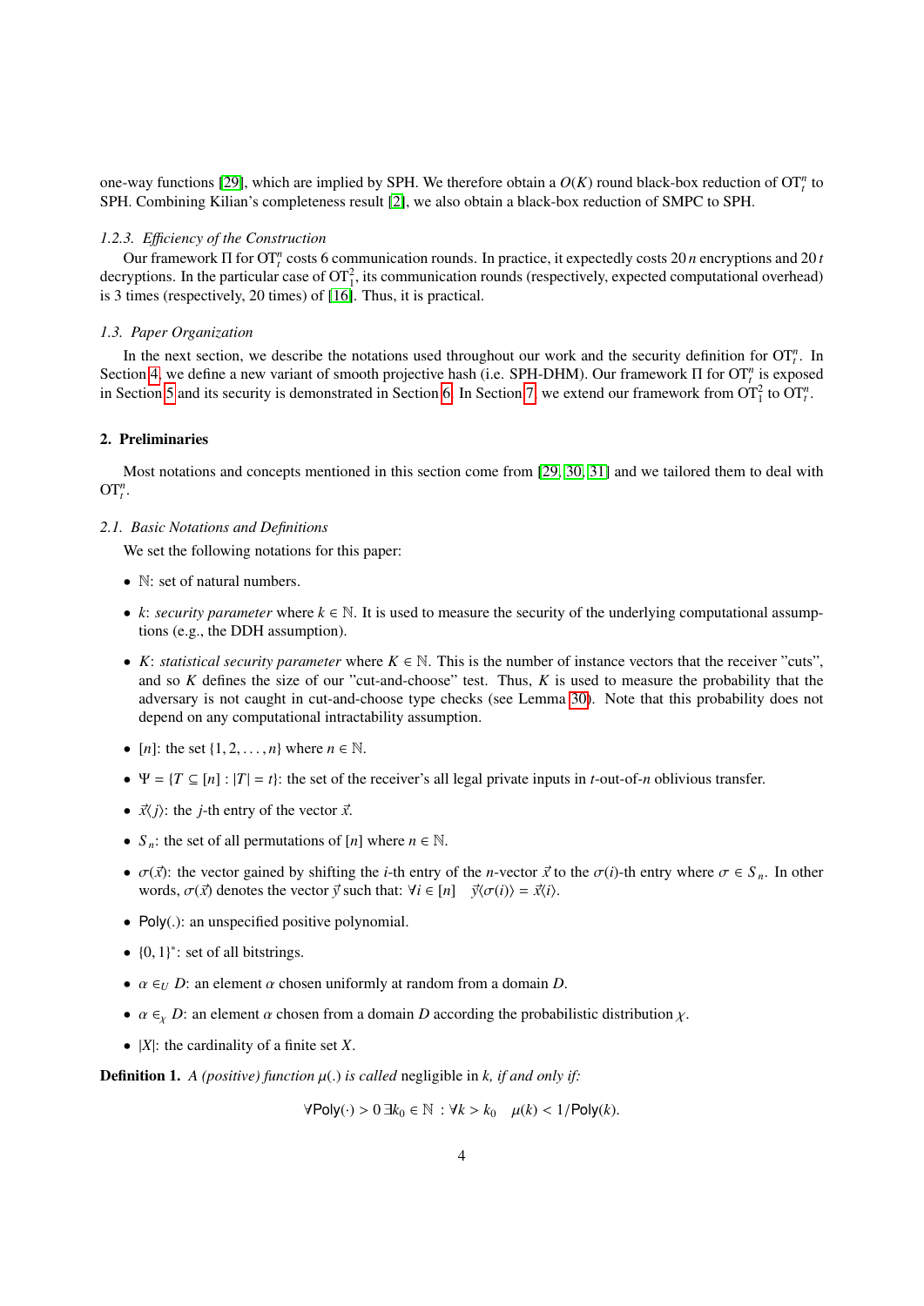one-way functions [29], which are implied by SPH. We therefore obtain a $O(K)$ round black-box reduction of $\mathrm{OT}_t^n$ to SPH. Combining Kilian's completeness result [2], we also obtain a black-box reduction of SMPC to SPH.

#### 1.2.3. Efficiency of the Construction

Our framework $\Pi$ for $\mathrm{OT}_t^n$ costs 6 communication rounds. In practice, it expectedly costs $20\,n$ encryptions and $20\,t$ decryptions. In the particular case of $\mathrm{OT}_1^2$, its communication rounds (respectively, expected computational overhead) is 3 times (respectively, 20 times) of [16]. Thus, it is practical.

### 1.3. Paper Organization

In the next section, we describe the notations used throughout our work and the security definition for $\mathrm{OT}_t^n$. In Section 4, we define a new variant of smooth projective hash (i.e. SPH-DHM). Our framework $\Pi$ for $\mathrm{OT}_t^n$ is exposed in Section 5 and its security is demonstrated in Section 6. In Section 7, we extend our framework from $\mathrm{OT}_1^2$ to $\mathrm{OT}_t^n$.

## 2. Preliminaries

Most notations and concepts mentioned in this section come from [29, 30, 31] and we tailored them to deal with $\mathrm{OT}_t^n$.

### 2.1. Basic Notations and Definitions

We set the following notations for this paper:

- $\mathbb{N}$: set of natural numbers.
- $k$: *security parameter* where $k \in \mathbb{N}$. It is used to measure the security of the underlying computational assumptions (e.g., the DDH assumption).
- $K$: *statistical security parameter* where $K \in \mathbb{N}$. This is the number of instance vectors that the receiver "cuts", and so $K$ defines the size of our "cut-and-choose" test. Thus, $K$ is used to measure the probability that the adversary is not caught in cut-and-choose type checks (see Lemma 30). Note that this probability does not depend on any computational intractability assumption.
- $[n]$: the set $\{1, 2, \ldots, n\}$ where $n \in \mathbb{N}$.
- $\Psi = \{T \subseteq [n] : |T| = t\}$: the set of the receiver's all legal private inputs in $t$-out-of-$n$ oblivious transfer.
- $\vec{x}\langle j\rangle$: the $j$-th entry of the vector $\vec{x}$.
- $S_n$: the set of all permutations of $[n]$ where $n \in \mathbb{N}$.
- $\sigma(\vec{x})$: the vector gained by shifting the $i$-th entry of the $n$-vector $\vec{x}$ to the $\sigma(i)$-th entry where $\sigma \in S_n$. In other words, $\sigma(\vec{x})$ denotes the vector $\vec{y}$ such that: $\forall i \in [n] \quad \vec{y}\langle\sigma(i)\rangle = \vec{x}\langle i\rangle$.
- $\mathsf{Poly}(.)$: an unspecified positive polynomial.
- $\{0, 1\}^*$: set of all bitstrings.
- $\alpha \in_U D$: an element $\alpha$ chosen uniformly at random from a domain $D$.
- $\alpha \in_\chi D$: an element $\alpha$ chosen from a domain $D$ according the probabilistic distribution $\chi$.
- $|X|$: the cardinality of a finite set $X$.

**Definition 1.** *A (positive) function $\mu(.)$ is called* negligible *in $k$, if and only if:*

$$\forall \mathsf{Poly}(\cdot) > 0\ \exists k_0 \in \mathbb{N}\ : \forall k > k_0 \quad \mu(k) < 1/\mathsf{Poly}(k).$$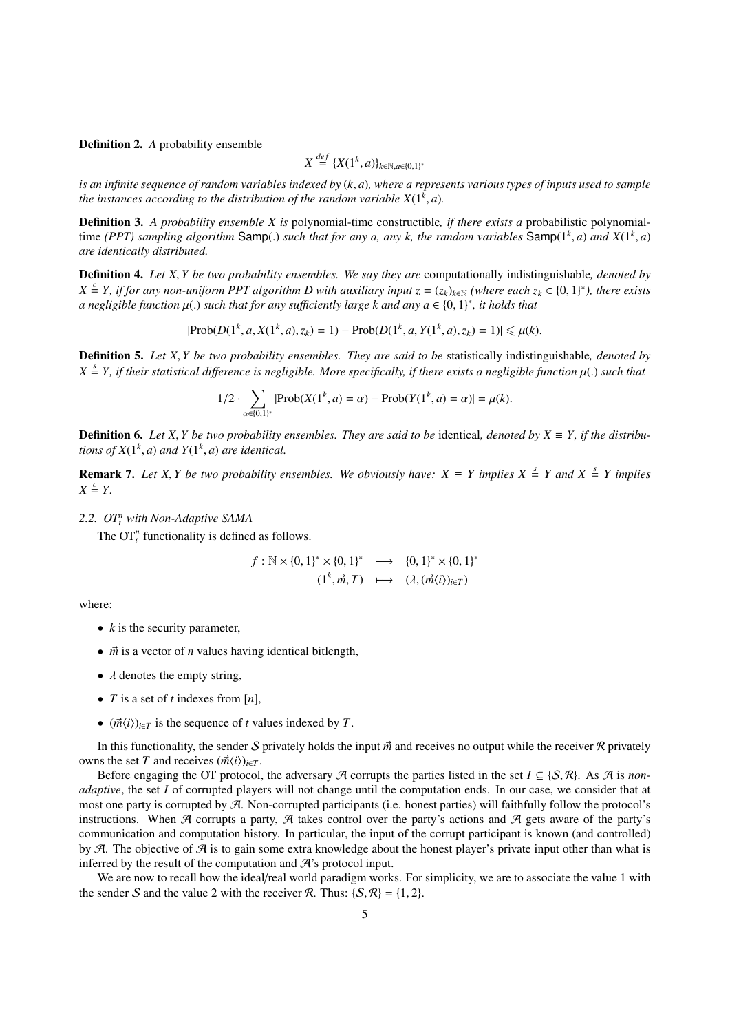**Definition 2.** *A* probability ensemble

$$X \stackrel{def}{=} \{X(1^k, a)\}_{k\in\mathbb{N}, a\in\{0,1\}^*}$$

*is an infinite sequence of random variables indexed by* $(k, a)$*, where* $a$ *represents various types of inputs used to sample the instances according to the distribution of the random variable* $X(1^k, a)$*.*

**Definition 3.** *A probability ensemble* $X$ *is* polynomial-time constructible*, if there exists a* probabilistic polynomial-time *(PPT) sampling algorithm* $\mathsf{Samp}(.)$ *such that for any* $a$*, any* $k$*, the random variables* $\mathsf{Samp}(1^k, a)$ *and* $X(1^k, a)$ *are identically distributed.*

**Definition 4.** *Let* $X, Y$ *be two probability ensembles. We say they are* computationally indistinguishable*, denoted by* $X \stackrel{c}{=} Y$*, if for any non-uniform PPT algorithm* $D$ *with auxiliary input* $z = (z_k)_{k\in\mathbb{N}}$ *(where each* $z_k \in \{0,1\}^*$*), there exists a negligible function* $\mu(.)$ *such that for any sufficiently large* $k$ *and any* $a \in \{0,1\}^*$*, it holds that*

$$|\text{Prob}(D(1^k, a, X(1^k, a), z_k) = 1) - \text{Prob}(D(1^k, a, Y(1^k, a), z_k) = 1)| \leqslant \mu(k).$$

**Definition 5.** *Let* $X, Y$ *be two probability ensembles. They are said to be* statistically indistinguishable*, denoted by* $X \stackrel{s}{=} Y$*, if their statistical difference is negligible. More specifically, if there exists a negligible function* $\mu(.)$ *such that*

$$1/2 \cdot \sum_{\alpha\in\{0,1\}^*} |\text{Prob}(X(1^k, a) = \alpha) - \text{Prob}(Y(1^k, a) = \alpha)| = \mu(k).$$

**Definition 6.** *Let* $X, Y$ *be two probability ensembles. They are said to be* identical*, denoted by* $X \equiv Y$*, if the distributions of* $X(1^k, a)$ *and* $Y(1^k, a)$ *are identical.*

**Remark 7.** *Let* $X, Y$ *be two probability ensembles. We obviously have:* $X \equiv Y$ *implies* $X \stackrel{s}{=} Y$ *and* $X \stackrel{s}{=} Y$ *implies* $X \stackrel{c}{=} Y$*.*

### 2.2. $OT^n_t$ with Non-Adaptive SAMA

The $\text{OT}^n_t$ functionality is defined as follows.

$$\begin{array}{rcl} f : \mathbb{N} \times \{0,1\}^* \times \{0,1\}^* & \longrightarrow & \{0,1\}^* \times \{0,1\}^* \\ (1^k, \vec{m}, T) & \longmapsto & (\lambda, (\vec{m}\langle i\rangle)_{i\in T}) \end{array}$$

where:

- $k$ is the security parameter,
- $\vec{m}$ is a vector of $n$ values having identical bitlength,
- $\lambda$ denotes the empty string,
- $T$ is a set of $t$ indexes from $[n]$,
- $(\vec{m}\langle i\rangle)_{i\in T}$ is the sequence of $t$ values indexed by $T$.

In this functionality, the sender $\mathcal{S}$ privately holds the input $\vec{m}$ and receives no output while the receiver $\mathcal{R}$ privately owns the set $T$ and receives $(\vec{m}\langle i\rangle)_{i\in T}$.

Before engaging the OT protocol, the adversary $\mathcal{A}$ corrupts the parties listed in the set $I \subsetneq \{\mathcal{S}, \mathcal{R}\}$. As $\mathcal{A}$ is *non-adaptive*, the set $I$ of corrupted players will not change until the computation ends. In our case, we consider that at most one party is corrupted by $\mathcal{A}$. Non-corrupted participants (i.e. honest parties) will faithfully follow the protocol's instructions. When $\mathcal{A}$ corrupts a party, $\mathcal{A}$ takes control over the party's actions and $\mathcal{A}$ gets aware of the party's communication and computation history. In particular, the input of the corrupt participant is known (and controlled) by $\mathcal{A}$. The objective of $\mathcal{A}$ is to gain some extra knowledge about the honest player's private input other than what is inferred by the result of the computation and $\mathcal{A}$'s protocol input.

We are now to recall how the ideal/real world paradigm works. For simplicity, we are to associate the value 1 with the sender $\mathcal{S}$ and the value 2 with the receiver $\mathcal{R}$. Thus: $\{\mathcal{S}, \mathcal{R}\} = \{1, 2\}$.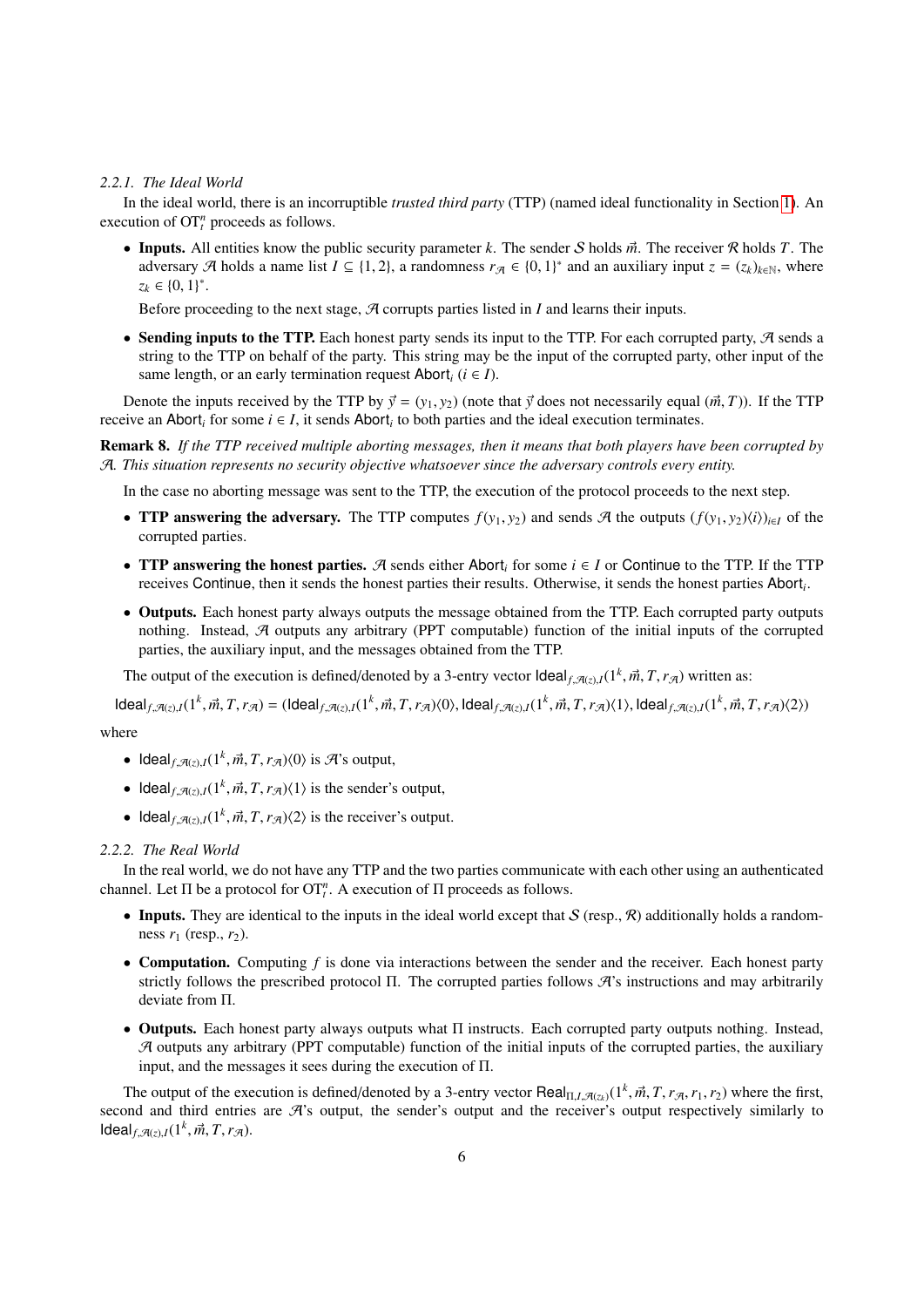#### 2.2.1. The Ideal World

In the ideal world, there is an incorruptible *trusted third party* (TTP) (named ideal functionality in Section 1). An execution of $\mathrm{OT}_t^n$ proceeds as follows.

- **Inputs.** All entities know the public security parameter $k$. The sender $\mathcal{S}$ holds $\vec{m}$. The receiver $\mathcal{R}$ holds $T$. The adversary $\mathcal{A}$ holds a name list $I \subseteq \{1, 2\}$, a randomness $r_{\mathcal{A}} \in \{0, 1\}^*$ and an auxiliary input $z = (z_k)_{k \in \mathbb{N}}$, where $z_k \in \{0, 1\}^*$.

  Before proceeding to the next stage, $\mathcal{A}$ corrupts parties listed in $I$ and learns their inputs.

- **Sending inputs to the TTP.** Each honest party sends its input to the TTP. For each corrupted party, $\mathcal{A}$ sends a string to the TTP on behalf of the party. This string may be the input of the corrupted party, other input of the same length, or an early termination request $\mathsf{Abort}_i$ ($i \in I$).

Denote the inputs received by the TTP by $\vec{y} = (y_1, y_2)$ (note that $\vec{y}$ does not necessarily equal $(\vec{m}, T)$). If the TTP receive an $\mathsf{Abort}_i$ for some $i \in I$, it sends $\mathsf{Abort}_i$ to both parties and the ideal execution terminates.

**Remark 8.** *If the TTP received multiple aborting messages, then it means that both players have been corrupted by $\mathcal{A}$. This situation represents no security objective whatsoever since the adversary controls every entity.*

In the case no aborting message was sent to the TTP, the execution of the protocol proceeds to the next step.

- **TTP answering the adversary.** The TTP computes $f(y_1, y_2)$ and sends $\mathcal{A}$ the outputs $(f(y_1, y_2)\langle i \rangle)_{i \in I}$ of the corrupted parties.
- **TTP answering the honest parties.** $\mathcal{A}$ sends either $\mathsf{Abort}_i$ for some $i \in I$ or $\mathsf{Continue}$ to the TTP. If the TTP receives $\mathsf{Continue}$, then it sends the honest parties their results. Otherwise, it sends the honest parties $\mathsf{Abort}_i$.
- **Outputs.** Each honest party always outputs the message obtained from the TTP. Each corrupted party outputs nothing. Instead, $\mathcal{A}$ outputs any arbitrary (PPT computable) function of the initial inputs of the corrupted parties, the auxiliary input, and the messages obtained from the TTP.

The output of the execution is defined/denoted by a 3-entry vector $\mathsf{Ideal}_{f, \mathcal{A}(z), I}(1^k, \vec{m}, T, r_{\mathcal{A}})$ written as:

$$\mathsf{Ideal}_{f, \mathcal{A}(z), I}(1^k, \vec{m}, T, r_{\mathcal{A}}) = (\mathsf{Ideal}_{f, \mathcal{A}(z), I}(1^k, \vec{m}, T, r_{\mathcal{A}})\langle 0 \rangle, \mathsf{Ideal}_{f, \mathcal{A}(z), I}(1^k, \vec{m}, T, r_{\mathcal{A}})\langle 1 \rangle, \mathsf{Ideal}_{f, \mathcal{A}(z), I}(1^k, \vec{m}, T, r_{\mathcal{A}})\langle 2 \rangle)$$

where

- $\mathsf{Ideal}_{f, \mathcal{A}(z), I}(1^k, \vec{m}, T, r_{\mathcal{A}})\langle 0 \rangle$ is $\mathcal{A}$'s output,
- $\mathsf{Ideal}_{f, \mathcal{A}(z), I}(1^k, \vec{m}, T, r_{\mathcal{A}})\langle 1 \rangle$ is the sender's output,
- $\mathsf{Ideal}_{f, \mathcal{A}(z), I}(1^k, \vec{m}, T, r_{\mathcal{A}})\langle 2 \rangle$ is the receiver's output.

#### 2.2.2. The Real World

In the real world, we do not have any TTP and the two parties communicate with each other using an authenticated channel. Let $\Pi$ be a protocol for $\mathrm{OT}_t^n$. A execution of $\Pi$ proceeds as follows.

- **Inputs.** They are identical to the inputs in the ideal world except that $\mathcal{S}$ (resp., $\mathcal{R}$) additionally holds a randomness $r_1$ (resp., $r_2$).
- **Computation.** Computing $f$ is done via interactions between the sender and the receiver. Each honest party strictly follows the prescribed protocol $\Pi$. The corrupted parties follows $\mathcal{A}$'s instructions and may arbitrarily deviate from $\Pi$.
- **Outputs.** Each honest party always outputs what $\Pi$ instructs. Each corrupted party outputs nothing. Instead, $\mathcal{A}$ outputs any arbitrary (PPT computable) function of the initial inputs of the corrupted parties, the auxiliary input, and the messages it sees during the execution of $\Pi$.

The output of the execution is defined/denoted by a 3-entry vector $\mathsf{Real}_{\Pi, I, \mathcal{A}(z_k)}(1^k, \vec{m}, T, r_{\mathcal{A}}, r_1, r_2)$ where the first, second and third entries are $\mathcal{A}$'s output, the sender's output and the receiver's output respectively similarly to $\mathsf{Ideal}_{f, \mathcal{A}(z), I}(1^k, \vec{m}, T, r_{\mathcal{A}})$.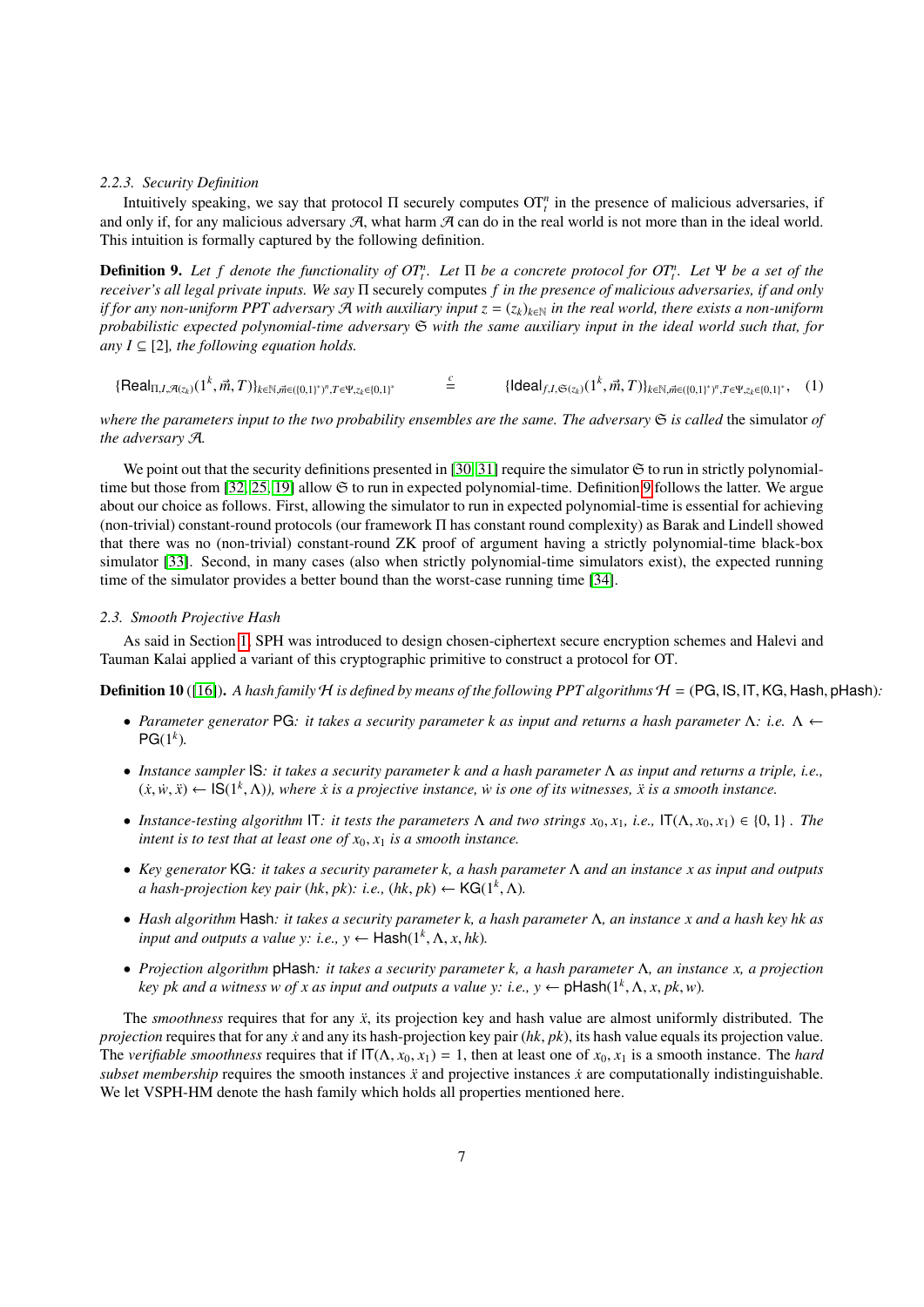#### 2.2.3. Security Definition

Intuitively speaking, we say that protocol $\Pi$ securely computes $\mathrm{OT}_t^n$ in the presence of malicious adversaries, if and only if, for any malicious adversary $\mathcal{A}$, what harm $\mathcal{A}$ can do in the real world is not more than in the ideal world. This intuition is formally captured by the following definition.

**Definition 9.** *Let $f$ denote the functionality of $OT_t^n$. Let $\Pi$ be a concrete protocol for $OT_t^n$. Let $\Psi$ be a set of the receiver's all legal private inputs. We say $\Pi$* securely computes *$f$ in the presence of malicious adversaries, if and only if for any non-uniform PPT adversary $\mathcal{A}$ with auxiliary input $z = (z_k)_{k\in\mathbb{N}}$ in the real world, there exists a non-uniform probabilistic expected polynomial-time adversary $\mathfrak{S}$ with the same auxiliary input in the ideal world such that, for any $I \subseteq [2]$, the following equation holds.*

$$\{\mathsf{Real}_{\Pi,I,\mathcal{A}(z_k)}(1^k,\vec{m},T)\}_{k\in\mathbb{N},\vec{m}\in(\{0,1\}^*)^n,T\in\Psi,z_k\in\{0,1\}^*} \stackrel{c}{=} \{\mathsf{Ideal}_{f,I,\mathfrak{S}(z_k)}(1^k,\vec{m},T)\}_{k\in\mathbb{N},\vec{m}\in(\{0,1\}^*)^n,T\in\Psi,z_k\in\{0,1\}^*}, \quad (1)$$

*where the parameters input to the two probability ensembles are the same. The adversary $\mathfrak{S}$ is called* the simulator *of the adversary $\mathcal{A}$.*

We point out that the security definitions presented in [30, 31] require the simulator $\mathfrak{S}$ to run in strictly polynomial-time but those from [32, 25, 19] allow $\mathfrak{S}$ to run in expected polynomial-time. Definition 9 follows the latter. We argue about our choice as follows. First, allowing the simulator to run in expected polynomial-time is essential for achieving (non-trivial) constant-round protocols (our framework $\Pi$ has constant round complexity) as Barak and Lindell showed that there was no (non-trivial) constant-round ZK proof of argument having a strictly polynomial-time black-box simulator [33]. Second, in many cases (also when strictly polynomial-time simulators exist), the expected running time of the simulator provides a better bound than the worst-case running time [34].

### 2.3. Smooth Projective Hash

As said in Section 1, SPH was introduced to design chosen-ciphertext secure encryption schemes and Halevi and Tauman Kalai applied a variant of this cryptographic primitive to construct a protocol for OT.

**Definition 10** ([16])**.** *A hash family $\mathcal{H}$ is defined by means of the following PPT algorithms $\mathcal{H} = (\mathsf{PG}, \mathsf{IS}, \mathsf{IT}, \mathsf{KG}, \mathsf{Hash}, \mathsf{pHash})$:*

- *Parameter generator $\mathsf{PG}$: it takes a security parameter $k$ as input and returns a hash parameter $\Lambda$: i.e. $\Lambda \leftarrow \mathsf{PG}(1^k)$.*
- *Instance sampler $\mathsf{IS}$: it takes a security parameter $k$ and a hash parameter $\Lambda$ as input and returns a triple, i.e., $(\dot{x}, \dot{w}, \ddot{x}) \leftarrow \mathsf{IS}(1^k, \Lambda)$), where $\dot{x}$ is a projective instance, $\dot{w}$ is one of its witnesses, $\ddot{x}$ is a smooth instance.*
- *Instance-testing algorithm $\mathsf{IT}$: it tests the parameters $\Lambda$ and two strings $x_0, x_1$, i.e., $\mathsf{IT}(\Lambda, x_0, x_1) \in \{0, 1\}$ . The intent is to test that at least one of $x_0, x_1$ is a smooth instance.*
- *Key generator $\mathsf{KG}$: it takes a security parameter $k$, a hash parameter $\Lambda$ and an instance $x$ as input and outputs a hash-projection key pair $(hk, pk)$: i.e., $(hk, pk) \leftarrow \mathsf{KG}(1^k, \Lambda)$.*
- *Hash algorithm $\mathsf{Hash}$: it takes a security parameter $k$, a hash parameter $\Lambda$, an instance $x$ and a hash key $hk$ as input and outputs a value $y$: i.e., $y \leftarrow \mathsf{Hash}(1^k, \Lambda, x, hk)$.*
- *Projection algorithm $\mathsf{pHash}$: it takes a security parameter $k$, a hash parameter $\Lambda$, an instance $x$, a projection key $pk$ and a witness $w$ of $x$ as input and outputs a value $y$: i.e., $y \leftarrow \mathsf{pHash}(1^k, \Lambda, x, pk, w)$.*

The *smoothness* requires that for any $\ddot{x}$, its projection key and hash value are almost uniformly distributed. The *projection* requires that for any $\dot{x}$ and any its hash-projection key pair $(hk, pk)$, its hash value equals its projection value. The *verifiable smoothness* requires that if $\mathsf{IT}(\Lambda, x_0, x_1) = 1$, then at least one of $x_0, x_1$ is a smooth instance. The *hard subset membership* requires the smooth instances $\ddot{x}$ and projective instances $\dot{x}$ are computationally indistinguishable. We let VSPH-HM denote the hash family which holds all properties mentioned here.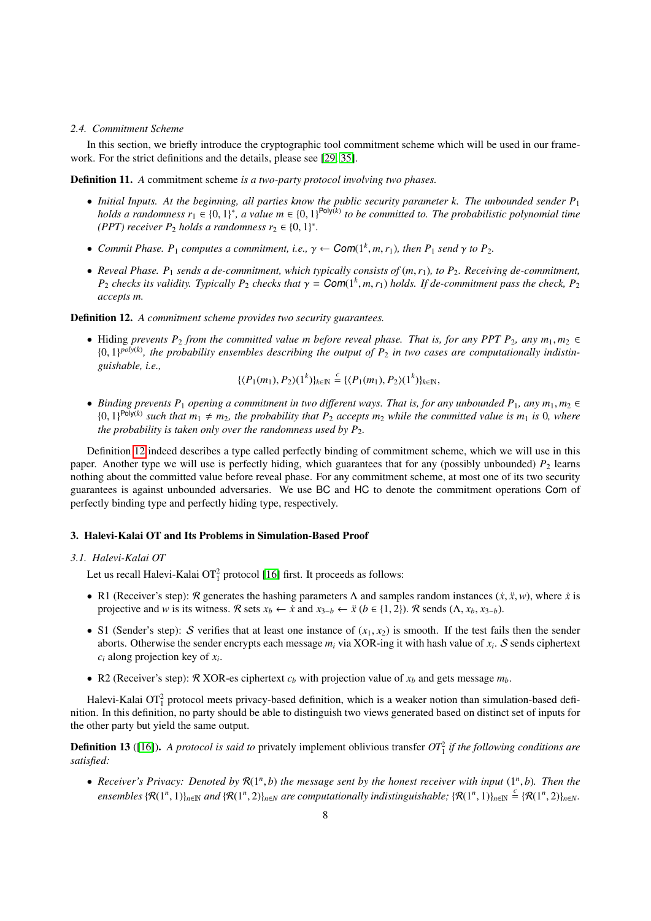### 2.4. Commitment Scheme

In this section, we briefly introduce the cryptographic tool commitment scheme which will be used in our framework. For the strict definitions and the details, please see [29, 35].

**Definition 11.** *A* commitment scheme *is a two-party protocol involving two phases.*

- *Initial Inputs. At the beginning, all parties know the public security parameter $k$. The unbounded sender $P_1$ holds a randomness $r_1 \in \{0,1\}^*$, a value $m \in \{0,1\}^{\mathsf{Poly}(k)}$ to be committed to. The probabilistic polynomial time (PPT) receiver $P_2$ holds a randomness $r_2 \in \{0,1\}^*$.*
- *Commit Phase. $P_1$ computes a commitment, i.e., $\gamma \leftarrow \mathsf{Com}(1^k, m, r_1)$, then $P_1$ send $\gamma$ to $P_2$.*
- *Reveal Phase. $P_1$ sends a de-commitment, which typically consists of $(m, r_1)$, to $P_2$. Receiving de-commitment, $P_2$ checks its validity. Typically $P_2$ checks that $\gamma = \mathsf{Com}(1^k, m, r_1)$ holds. If de-commitment pass the check, $P_2$ accepts $m$.*

**Definition 12.** *A commitment scheme provides two security guarantees.*

- Hiding *prevents $P_2$ from the committed value $m$ before reveal phase. That is, for any PPT $P_2$, any $m_1, m_2 \in \{0,1\}^{poly(k)}$, the probability ensembles describing the output of $P_2$ in two cases are computationally indistinguishable, i.e.,*

$$\{\langle P_1(m_1), P_2\rangle(1^k)\}_{k\in\mathbb{N}} \stackrel{c}{=} \{\langle P_1(m_1), P_2\rangle(1^k)\}_{k\in\mathbb{N}},$$

- *Binding prevents $P_1$ opening a commitment in two different ways. That is, for any unbounded $P_1$, any $m_1, m_2 \in \{0,1\}^{\mathsf{Poly}(k)}$ such that $m_1 \neq m_2$, the probability that $P_2$ accepts $m_2$ while the committed value is $m_1$ is 0, where the probability is taken only over the randomness used by $P_2$.*

Definition 12 indeed describes a type called perfectly binding of commitment scheme, which we will use in this paper. Another type we will use is perfectly hiding, which guarantees that for any (possibly unbounded) $P_2$ learns nothing about the committed value before reveal phase. For any commitment scheme, at most one of its two security guarantees is against unbounded adversaries. We use $\mathsf{BC}$ and $\mathsf{HC}$ to denote the commitment operations $\mathsf{Com}$ of perfectly binding type and perfectly hiding type, respectively.

## 3. Halevi-Kalai OT and Its Problems in Simulation-Based Proof

### 3.1. Halevi-Kalai OT

Let us recall Halevi-Kalai $\mathrm{OT}_1^2$ protocol [16] first. It proceeds as follows:

- R1 (Receiver's step): $\mathcal{R}$ generates the hashing parameters $\Lambda$ and samples random instances $(\dot{x}, \ddot{x}, w)$, where $\dot{x}$ is projective and $w$ is its witness. $\mathcal{R}$ sets $x_b \leftarrow \dot{x}$ and $x_{3-b} \leftarrow \ddot{x}$ ($b \in \{1,2\}$). $\mathcal{R}$ sends $(\Lambda, x_b, x_{3-b})$.
- S1 (Sender's step): $\mathcal{S}$ verifies that at least one instance of $(x_1, x_2)$ is smooth. If the test fails then the sender aborts. Otherwise the sender encrypts each message $m_i$ via XOR-ing it with hash value of $x_i$. $\mathcal{S}$ sends ciphertext $c_i$ along projection key of $x_i$.
- R2 (Receiver's step): $\mathcal{R}$ XOR-es ciphertext $c_b$ with projection value of $x_b$ and gets message $m_b$.

Halevi-Kalai $\mathrm{OT}_1^2$ protocol meets privacy-based definition, which is a weaker notion than simulation-based definition. In this definition, no party should be able to distinguish two views generated based on distinct set of inputs for the other party but yield the same output.

**Definition 13** ([16]). *A protocol is said to* privately implement oblivious transfer *$OT_1^2$ if the following conditions are satisfied:*

- *Receiver's Privacy: Denoted by $\mathcal{R}(1^n, b)$ the message sent by the honest receiver with input $(1^n, b)$. Then the ensembles $\{\mathcal{R}(1^n, 1)\}_{n\in\mathbb{N}}$ and $\{\mathcal{R}(1^n, 2)\}_{n\in N}$ are computationally indistinguishable; $\{\mathcal{R}(1^n, 1)\}_{n\in\mathbb{N}} \stackrel{c}{=} \{\mathcal{R}(1^n, 2)\}_{n\in N}$.*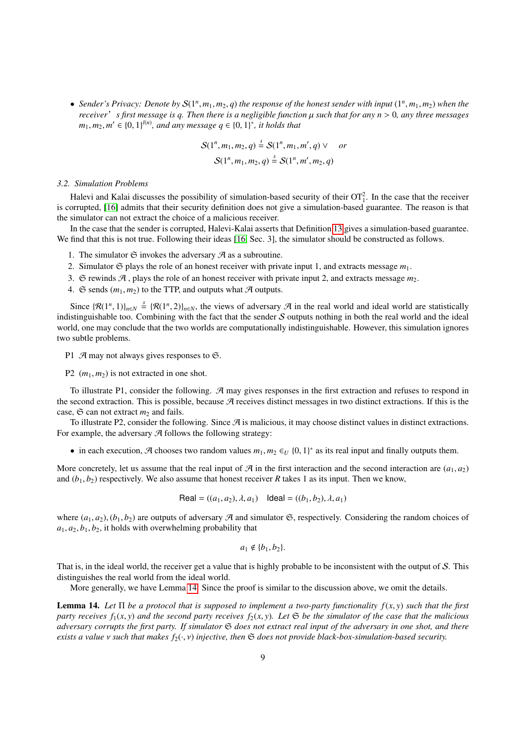- *Sender's Privacy: Denote by $\mathcal{S}(1^n, m_1, m_2, q)$ the response of the honest sender with input $(1^n, m_1, m_2)$ when the receiver' s first message is $q$. Then there is a negligible function $\mu$ such that for any $n > 0$, any three messages $m_1, m_2, m' \in \{0,1\}^{l(n)}$, and any message $q \in \{0,1\}^*$, it holds that*

$$\mathcal{S}(1^n, m_1, m_2, q) \stackrel{s}{=} \mathcal{S}(1^n, m_1, m', q) \vee \quad or$$
$$\mathcal{S}(1^n, m_1, m_2, q) \stackrel{s}{=} \mathcal{S}(1^n, m', m_2, q)$$

### 3.2. Simulation Problems

Halevi and Kalai discusses the possibility of simulation-based security of their $\mathrm{OT}_1^2$. In the case that the receiver is corrupted, [16] admits that their security definition does not give a simulation-based guarantee. The reason is that the simulator can not extract the choice of a malicious receiver.

In the case that the sender is corrupted, Halevi-Kalai asserts that Definition 13 gives a simulation-based guarantee. We find that this is not true. Following their ideas [16, Sec. 3], the simulator should be constructed as follows.

1. The simulator $\mathfrak{S}$ invokes the adversary $\mathcal{A}$ as a subroutine.
2. Simulator $\mathfrak{S}$ plays the role of an honest receiver with private input 1, and extracts message $m_1$.
3. $\mathfrak{S}$ rewinds $\mathcal{A}$ , plays the role of an honest receiver with private input 2, and extracts message $m_2$.
4. $\mathfrak{S}$ sends $(m_1, m_2)$ to the TTP, and outputs what $\mathcal{A}$ outputs.

Since $\{\mathcal{R}(1^n, 1)\}_{n\in N} \stackrel{s}{=} \{\mathcal{R}(1^n, 2)\}_{n\in N}$, the views of adversary $\mathcal{A}$ in the real world and ideal world are statistically indistinguishable too. Combining with the fact that the sender $\mathcal{S}$ outputs nothing in both the real world and the ideal world, one may conclude that the two worlds are computationally indistinguishable. However, this simulation ignores two subtle problems.

P1 $\mathcal{A}$ may not always gives responses to $\mathfrak{S}$.

P2 $(m_1, m_2)$ is not extracted in one shot.

To illustrate P1, consider the following. $\mathcal{A}$ may gives responses in the first extraction and refuses to respond in the second extraction. This is possible, because $\mathcal{A}$ receives distinct messages in two distinct extractions. If this is the case, $\mathfrak{S}$ can not extract $m_2$ and fails.

To illustrate P2, consider the following. Since $\mathcal{A}$ is malicious, it may choose distinct values in distinct extractions. For example, the adversary $\mathcal{A}$ follows the following strategy:

- in each execution, $\mathcal{A}$ chooses two random values $m_1, m_2 \in_U \{0,1\}^*$ as its real input and finally outputs them.

More concretely, let us assume that the real input of $\mathcal{A}$ in the first interaction and the second interaction are $(a_1, a_2)$ and $(b_1, b_2)$ respectively. We also assume that honest receiver $R$ takes 1 as its input. Then we know,

$$\mathsf{Real} = ((a_1, a_2), \lambda, a_1) \quad \mathsf{Ideal} = ((b_1, b_2), \lambda, a_1)$$

where $(a_1, a_2), (b_1, b_2)$ are outputs of adversary $\mathcal{A}$ and simulator $\mathfrak{S}$, respectively. Considering the random choices of $a_1, a_2, b_1, b_2$, it holds with overwhelming probability that

$$a_1 \notin \{b_1, b_2\}.$$

That is, in the ideal world, the receiver get a value that is highly probable to be inconsistent with the output of $\mathcal{S}$. This distinguishes the real world from the ideal world.

More generally, we have Lemma 14. Since the proof is similar to the discussion above, we omit the details.

**Lemma 14.** *Let $\Pi$ be a protocol that is supposed to implement a two-party functionality $f(x, y)$ such that the first party receives $f_1(x, y)$ and the second party receives $f_2(x, y)$. Let $\mathfrak{S}$ be the simulator of the case that the malicious adversary corrupts the first party. If simulator $\mathfrak{S}$ does not extract real input of the adversary in one shot, and there exists a value $v$ such that makes $f_2(\cdot, v)$ injective, then $\mathfrak{S}$ does not provide black-box-simulation-based security.*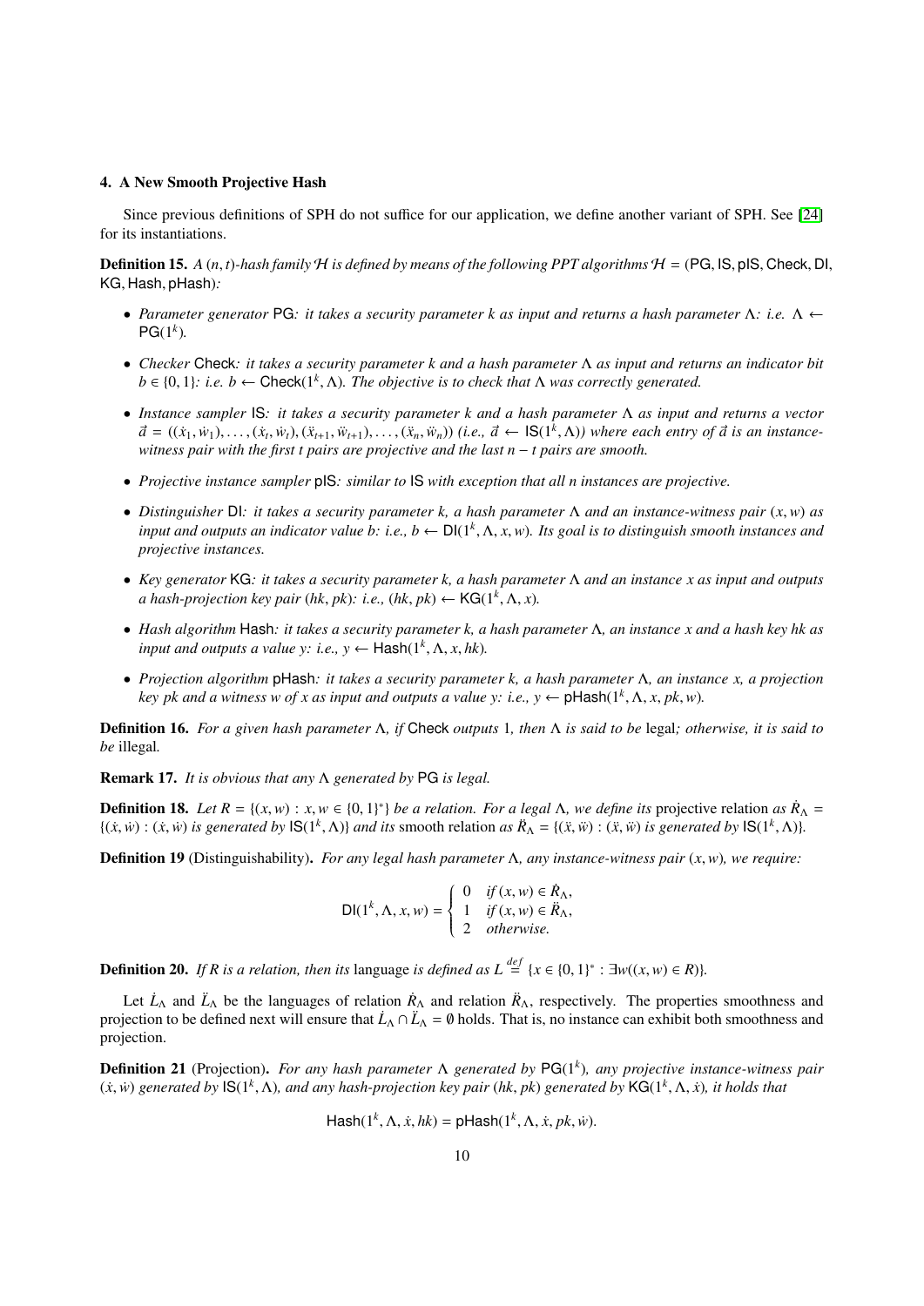### 4. A New Smooth Projective Hash

Since previous definitions of SPH do not suffice for our application, we define another variant of SPH. See [24] for its instantiations.

**Definition 15.** *A $(n, t)$-hash family $\mathcal{H}$ is defined by means of the following PPT algorithms $\mathcal{H} = (\mathsf{PG}, \mathsf{IS}, \mathsf{pIS}, \mathsf{Check}, \mathsf{DI}, \mathsf{KG}, \mathsf{Hash}, \mathsf{pHash})$:*

- *Parameter generator* $\mathsf{PG}$*: it takes a security parameter $k$ as input and returns a hash parameter $\Lambda$: i.e. $\Lambda \leftarrow \mathsf{PG}(1^k)$.*
- *Checker* $\mathsf{Check}$*: it takes a security parameter $k$ and a hash parameter $\Lambda$ as input and returns an indicator bit $b \in \{0, 1\}$: i.e. $b \leftarrow \mathsf{Check}(1^k, \Lambda)$. The objective is to check that $\Lambda$ was correctly generated.*
- *Instance sampler* $\mathsf{IS}$*: it takes a security parameter $k$ and a hash parameter $\Lambda$ as input and returns a vector $\vec{a} = ((\dot{x}_1, \dot{w}_1), \ldots, (\dot{x}_t, \dot{w}_t), (\ddot{x}_{t+1}, \ddot{w}_{t+1}), \ldots, (\ddot{x}_n, \ddot{w}_n))$ (i.e., $\vec{a} \leftarrow \mathsf{IS}(1^k, \Lambda)$) where each entry of $\vec{a}$ is an instance-witness pair with the first $t$ pairs are projective and the last $n - t$ pairs are smooth.*
- *Projective instance sampler* $\mathsf{pIS}$*: similar to* $\mathsf{IS}$ *with exception that all $n$ instances are projective.*
- *Distinguisher* $\mathsf{DI}$*: it takes a security parameter $k$, a hash parameter $\Lambda$ and an instance-witness pair $(x, w)$ as input and outputs an indicator value $b$: i.e., $b \leftarrow \mathsf{DI}(1^k, \Lambda, x, w)$. Its goal is to distinguish smooth instances and projective instances.*
- *Key generator* $\mathsf{KG}$*: it takes a security parameter $k$, a hash parameter $\Lambda$ and an instance $x$ as input and outputs a hash-projection key pair $(hk, pk)$: i.e., $(hk, pk) \leftarrow \mathsf{KG}(1^k, \Lambda, x)$.*
- *Hash algorithm* $\mathsf{Hash}$*: it takes a security parameter $k$, a hash parameter $\Lambda$, an instance $x$ and a hash key $hk$ as input and outputs a value $y$: i.e., $y \leftarrow \mathsf{Hash}(1^k, \Lambda, x, hk)$.*
- *Projection algorithm* $\mathsf{pHash}$*: it takes a security parameter $k$, a hash parameter $\Lambda$, an instance $x$, a projection key $pk$ and a witness $w$ of $x$ as input and outputs a value $y$: i.e., $y \leftarrow \mathsf{pHash}(1^k, \Lambda, x, pk, w)$.*

**Definition 16.** *For a given hash parameter $\Lambda$, if* $\mathsf{Check}$ *outputs 1, then $\Lambda$ is said to be* legal*; otherwise, it is said to be* illegal*.*

**Remark 17.** *It is obvious that any $\Lambda$ generated by* $\mathsf{PG}$ *is legal.*

**Definition 18.** *Let $R = \{(x, w) : x, w \in \{0, 1\}^*\}$ be a relation. For a legal $\Lambda$, we define its* projective relation *as $\dot{R}_\Lambda = \{(\dot{x}, \dot{w}) : (\dot{x}, \dot{w}) \text{ is generated by } \mathsf{IS}(1^k, \Lambda)\}$ and its* smooth relation *as $\ddot{R}_\Lambda = \{(\ddot{x}, \ddot{w}) : (\ddot{x}, \ddot{w}) \text{ is generated by } \mathsf{IS}(1^k, \Lambda)\}$.*

**Definition 19** (Distinguishability)**.** *For any legal hash parameter $\Lambda$, any instance-witness pair $(x, w)$, we require:*

$$\mathsf{DI}(1^k, \Lambda, x, w) = \begin{cases} 0 & \text{if } (x, w) \in \dot{R}_\Lambda, \\ 1 & \text{if } (x, w) \in \ddot{R}_\Lambda, \\ 2 & \text{otherwise.} \end{cases}$$

**Definition 20.** *If $R$ is a relation, then its* language *is defined as $L \stackrel{def}{=} \{x \in \{0, 1\}^* : \exists w((x, w) \in R)\}$.*

Let $\dot{L}_\Lambda$ and $\ddot{L}_\Lambda$ be the languages of relation $\dot{R}_\Lambda$ and relation $\ddot{R}_\Lambda$, respectively. The properties smoothness and projection to be defined next will ensure that $\dot{L}_\Lambda \cap \ddot{L}_\Lambda = \emptyset$ holds. That is, no instance can exhibit both smoothness and projection.

**Definition 21** (Projection)**.** *For any hash parameter $\Lambda$ generated by $\mathsf{PG}(1^k)$, any projective instance-witness pair $(\dot{x}, \dot{w})$ generated by $\mathsf{IS}(1^k, \Lambda)$, and any hash-projection key pair $(hk, pk)$ generated by $\mathsf{KG}(1^k, \Lambda, \dot{x})$, it holds that*

$$\mathsf{Hash}(1^k, \Lambda, \dot{x}, hk) = \mathsf{pHash}(1^k, \Lambda, \dot{x}, pk, \dot{w}).$$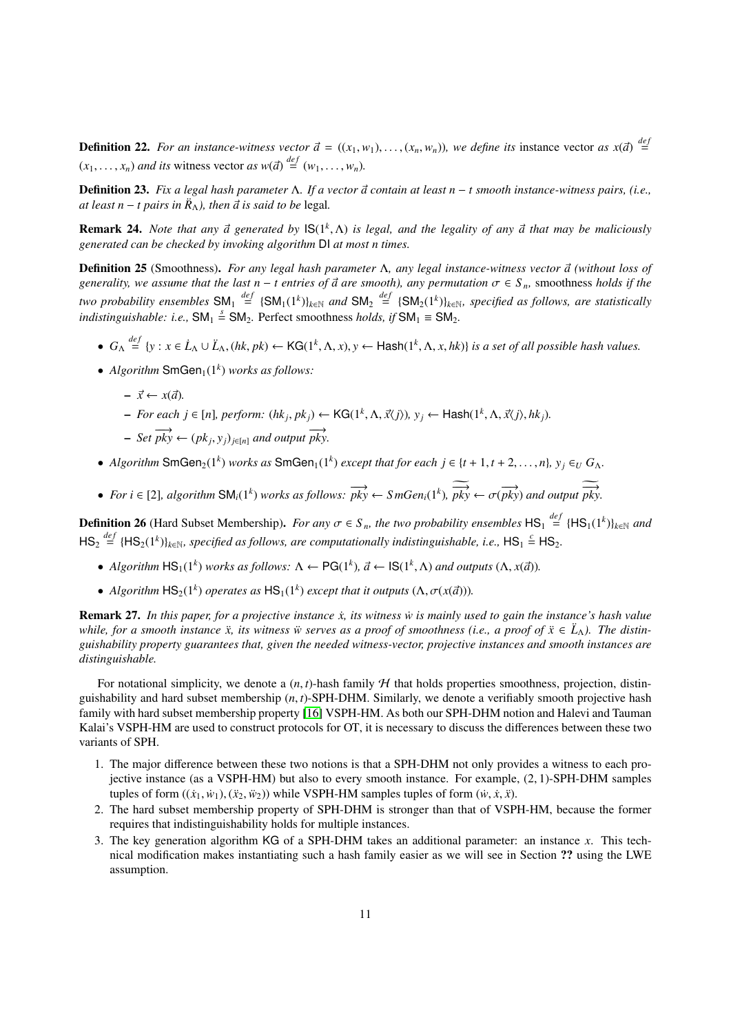**Definition 22.** *For an instance-witness vector $\vec{a} = ((x_1, w_1), \ldots, (x_n, w_n))$, we define its* instance vector *as $x(\vec{a}) \overset{def}{=} (x_1, \ldots, x_n)$ and its* witness vector *as $w(\vec{a}) \overset{def}{=} (w_1, \ldots, w_n)$.*

**Definition 23.** *Fix a legal hash parameter $\Lambda$. If a vector $\vec{a}$ contain at least $n - t$ smooth instance-witness pairs, (i.e., at least $n - t$ pairs in $\ddot{R}_\Lambda$), then $\vec{a}$ is said to be* legal*.*

**Remark 24.** *Note that any $\vec{a}$ generated by $\mathsf{IS}(1^k, \Lambda)$ is legal, and the legality of any $\vec{a}$ that may be maliciously generated can be checked by invoking algorithm $\mathsf{DI}$ at most $n$ times.*

**Definition 25** (Smoothness)**.** *For any legal hash parameter $\Lambda$, any legal instance-witness vector $\vec{a}$ (without loss of generality, we assume that the last $n - t$ entries of $\vec{a}$ are smooth), any permutation $\sigma \in S_n$,* smoothness *holds if the two probability ensembles $\mathsf{SM}_1 \overset{def}{=} \{\mathsf{SM}_1(1^k)\}_{k \in \mathbb{N}}$ and $\mathsf{SM}_2 \overset{def}{=} \{\mathsf{SM}_2(1^k)\}_{k \in \mathbb{N}}$, specified as follows, are statistically indistinguishable: i.e., $\mathsf{SM}_1 \overset{s}{=} \mathsf{SM}_2$.* Perfect smoothness *holds, if $\mathsf{SM}_1 \equiv \mathsf{SM}_2$.*

- *$G_\Lambda \overset{def}{=} \{y : x \in \dot{L}_\Lambda \cup \ddot{L}_\Lambda, (hk, pk) \leftarrow \mathsf{KG}(1^k, \Lambda, x), y \leftarrow \mathsf{Hash}(1^k, \Lambda, x, hk)\}$ is a set of all possible hash values.*
- *Algorithm $\mathsf{SmGen}_1(1^k)$ works as follows:*
  - *$\vec{x} \leftarrow x(\vec{a})$.*
  - *For each $j \in [n]$, perform: $(hk_j, pk_j) \leftarrow \mathsf{KG}(1^k, \Lambda, \vec{x}\langle j \rangle)$, $y_j \leftarrow \mathsf{Hash}(1^k, \Lambda, \vec{x}\langle j \rangle, hk_j)$.*
  - *Set $\overrightarrow{pky} \leftarrow (pk_j, y_j)_{j \in [n]}$ and output $\overrightarrow{pky}$.*
- *Algorithm $\mathsf{SmGen}_2(1^k)$ works as $\mathsf{SmGen}_1(1^k)$ except that for each $j \in \{t+1, t+2, \ldots, n\}$, $y_j \in_U G_\Lambda$.*
- *For $i \in [2]$, algorithm $\mathsf{SM}_i(1^k)$ works as follows: $\overrightarrow{pky} \leftarrow SmGen_i(1^k)$, $\widetilde{\overrightarrow{pky}} \leftarrow \sigma(\overrightarrow{pky})$ and output $\widetilde{\overrightarrow{pky}}$.*

**Definition 26** (Hard Subset Membership)**.** *For any $\sigma \in S_n$, the two probability ensembles $\mathsf{HS}_1 \overset{def}{=} \{\mathsf{HS}_1(1^k)\}_{k \in \mathbb{N}}$ and $\mathsf{HS}_2 \overset{def}{=} \{\mathsf{HS}_2(1^k)\}_{k \in \mathbb{N}}$, specified as follows, are computationally indistinguishable, i.e., $\mathsf{HS}_1 \overset{c}{=} \mathsf{HS}_2$.*

- *Algorithm $\mathsf{HS}_1(1^k)$ works as follows: $\Lambda \leftarrow \mathsf{PG}(1^k)$, $\vec{a} \leftarrow \mathsf{IS}(1^k, \Lambda)$ and outputs $(\Lambda, x(\vec{a}))$.*
- *Algorithm $\mathsf{HS}_2(1^k)$ operates as $\mathsf{HS}_1(1^k)$ except that it outputs $(\Lambda, \sigma(x(\vec{a})))$.*

**Remark 27.** *In this paper, for a projective instance $\dot{x}$, its witness $\dot{w}$ is mainly used to gain the instance's hash value while, for a smooth instance $\ddot{x}$, its witness $\ddot{w}$ serves as a proof of smoothness (i.e., a proof of $\ddot{x} \in \ddot{L}_\Lambda$). The distinguishability property guarantees that, given the needed witness-vector, projective instances and smooth instances are distinguishable.*

For notational simplicity, we denote a $(n, t)$-hash family $\mathcal{H}$ that holds properties smoothness, projection, distinguishability and hard subset membership $(n, t)$-SPH-DHM. Similarly, we denote a verifiably smooth projective hash family with hard subset membership property [16] VSPH-HM. As both our SPH-DHM notion and Halevi and Tauman Kalai's VSPH-HM are used to construct protocols for OT, it is necessary to discuss the differences between these two variants of SPH.

1. The major difference between these two notions is that a SPH-DHM not only provides a witness to each projective instance (as a VSPH-HM) but also to every smooth instance. For example, $(2, 1)$-SPH-DHM samples tuples of form $((\dot{x}_1, \dot{w}_1), (\ddot{x}_2, \ddot{w}_2))$ while VSPH-HM samples tuples of form $(\dot{w}, \dot{x}, \ddot{x})$.
2. The hard subset membership property of SPH-DHM is stronger than that of VSPH-HM, because the former requires that indistinguishability holds for multiple instances.
3. The key generation algorithm $\mathsf{KG}$ of a SPH-DHM takes an additional parameter: an instance $x$. This technical modification makes instantiating such a hash family easier as we will see in Section **??** using the LWE assumption.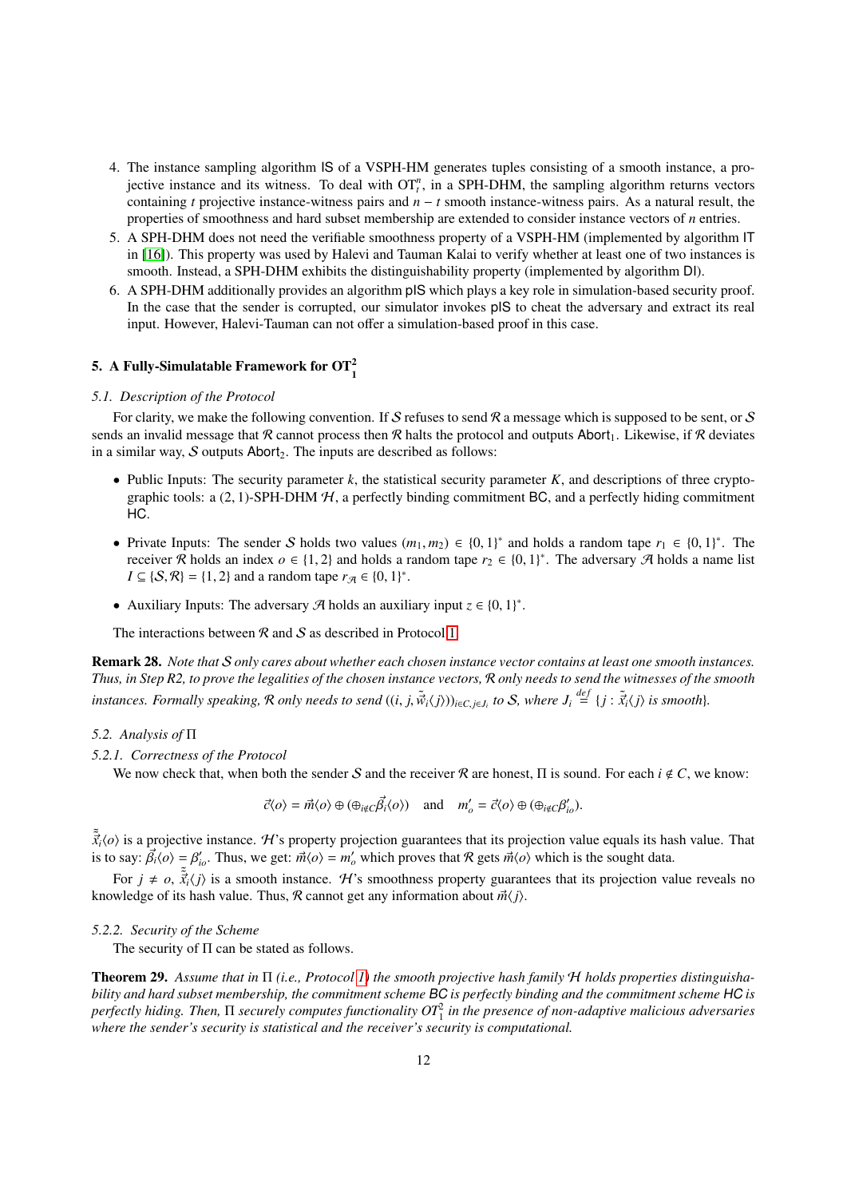4. The instance sampling algorithm IS of a VSPH-HM generates tuples consisting of a smooth instance, a projective instance and its witness. To deal with $\text{OT}_t^n$, in a SPH-DHM, the sampling algorithm returns vectors containing $t$ projective instance-witness pairs and $n-t$ smooth instance-witness pairs. As a natural result, the properties of smoothness and hard subset membership are extended to consider instance vectors of $n$ entries.
5. A SPH-DHM does not need the verifiable smoothness property of a VSPH-HM (implemented by algorithm IT in [16]). This property was used by Halevi and Tauman Kalai to verify whether at least one of two instances is smooth. Instead, a SPH-DHM exhibits the distinguishability property (implemented by algorithm DI).
6. A SPH-DHM additionally provides an algorithm pIS which plays a key role in simulation-based security proof. In the case that the sender is corrupted, our simulator invokes pIS to cheat the adversary and extract its real input. However, Halevi-Tauman can not offer a simulation-based proof in this case.

## 5. A Fully-Simulatable Framework for $\text{OT}_1^2$

### 5.1. Description of the Protocol

For clarity, we make the following convention. If $\mathcal{S}$ refuses to send $\mathcal{R}$ a message which is supposed to be sent, or $\mathcal{S}$ sends an invalid message that $\mathcal{R}$ cannot process then $\mathcal{R}$ halts the protocol and outputs $\text{Abort}_1$. Likewise, if $\mathcal{R}$ deviates in a similar way, $\mathcal{S}$ outputs $\text{Abort}_2$. The inputs are described as follows:

- Public Inputs: The security parameter $k$, the statistical security parameter $K$, and descriptions of three cryptographic tools: a (2, 1)-SPH-DHM $\mathcal{H}$, a perfectly binding commitment BC, and a perfectly hiding commitment HC.
- Private Inputs: The sender $\mathcal{S}$ holds two values $(m_1, m_2) \in \{0,1\}^*$ and holds a random tape $r_1 \in \{0,1\}^*$. The receiver $\mathcal{R}$ holds an index $o \in \{1,2\}$ and holds a random tape $r_2 \in \{0,1\}^*$. The adversary $\mathcal{A}$ holds a name list $I \subseteq \{\mathcal{S}, \mathcal{R}\} = \{1,2\}$ and a random tape $r_{\mathcal{A}} \in \{0,1\}^*$.
- Auxiliary Inputs: The adversary $\mathcal{A}$ holds an auxiliary input $z \in \{0,1\}^*$.

The interactions between $\mathcal{R}$ and $\mathcal{S}$ as described in Protocol 1.

**Remark 28.** *Note that $\mathcal{S}$ only cares about whether each chosen instance vector contains at least one smooth instances. Thus, in Step R2, to prove the legalities of the chosen instance vectors, $\mathcal{R}$ only needs to send the witnesses of the smooth instances. Formally speaking, $\mathcal{R}$ only needs to send $((i, j, \tilde{\vec{w}}_i\langle j\rangle))_{i\in C, j\in J_i}$ to $\mathcal{S}$, where $J_i \stackrel{def}{=} \{j : \tilde{\vec{x}}_i\langle j\rangle \text{ is smooth}\}$.*

### 5.2. Analysis of $\Pi$

#### 5.2.1. Correctness of the Protocol

We now check that, when both the sender $\mathcal{S}$ and the receiver $\mathcal{R}$ are honest, $\Pi$ is sound. For each $i \notin C$, we know:

$$\vec{c}\langle o\rangle = \vec{m}\langle o\rangle \oplus (\oplus_{i\notin C}\vec{\beta}_i\langle o\rangle) \quad \text{and} \quad m'_o = \vec{c}\langle o\rangle \oplus (\oplus_{i\notin C}\beta'_{io}).$$

$\tilde{\vec{x}}_i\langle o\rangle$ is a projective instance. $\mathcal{H}$'s property projection guarantees that its projection value equals its hash value. That is to say: $\vec{\beta}_i\langle o\rangle = \beta'_{io}$. Thus, we get: $\vec{m}\langle o\rangle = m'_o$ which proves that $\mathcal{R}$ gets $\vec{m}\langle o\rangle$ which is the sought data.

For $j \neq o$, $\tilde{\vec{x}}_i\langle j\rangle$ is a smooth instance. $\mathcal{H}$'s smoothness property guarantees that its projection value reveals no knowledge of its hash value. Thus, $\mathcal{R}$ cannot get any information about $\vec{m}\langle j\rangle$.

#### 5.2.2. Security of the Scheme

The security of $\Pi$ can be stated as follows.

**Theorem 29.** *Assume that in $\Pi$ (i.e., Protocol 1) the smooth projective hash family $\mathcal{H}$ holds properties distinguishability and hard subset membership, the commitment scheme BC is perfectly binding and the commitment scheme HC is perfectly hiding. Then, $\Pi$ securely computes functionality $OT_1^2$ in the presence of non-adaptive malicious adversaries where the sender's security is statistical and the receiver's security is computational.*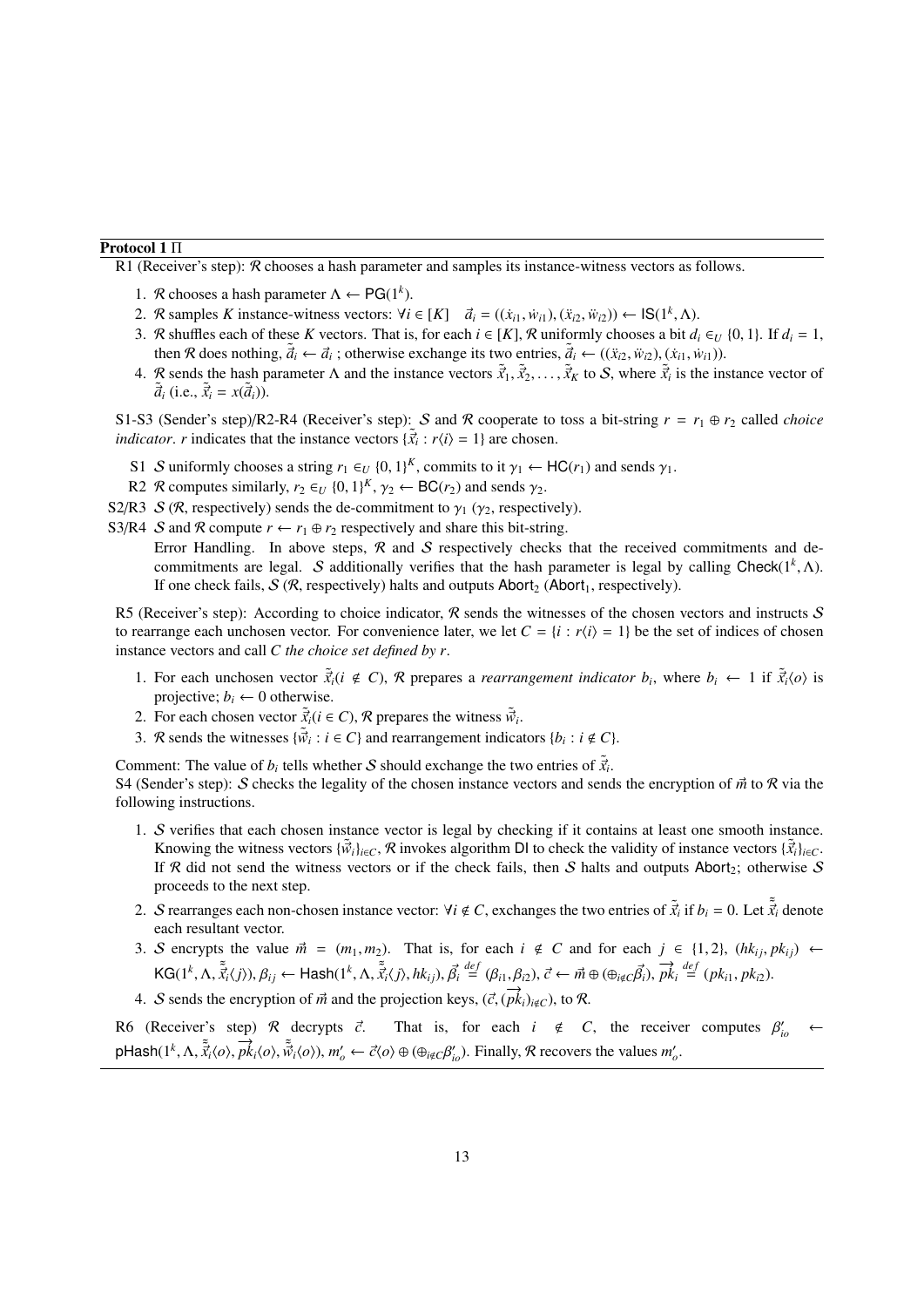**Protocol 1** $\Pi$

R1 (Receiver's step): $\mathcal{R}$ chooses a hash parameter and samples its instance-witness vectors as follows.

1. $\mathcal{R}$ chooses a hash parameter $\Lambda \leftarrow \mathsf{PG}(1^k)$.
2. $\mathcal{R}$ samples $K$ instance-witness vectors: $\forall i \in [K] \quad \vec{a}_i = ((\dot{x}_{i1}, \dot{w}_{i1}), (\ddot{x}_{i2}, \ddot{w}_{i2})) \leftarrow \mathsf{IS}(1^k, \Lambda)$.
3. $\mathcal{R}$ shuffles each of these $K$ vectors. That is, for each $i \in [K]$, $\mathcal{R}$ uniformly chooses a bit $d_i \in_U \{0, 1\}$. If $d_i = 1$, then $\mathcal{R}$ does nothing, $\tilde{\vec{a}}_i \leftarrow \vec{a}_i$ ; otherwise exchange its two entries, $\tilde{\vec{a}}_i \leftarrow ((\ddot{x}_{i2}, \ddot{w}_{i2}), (\dot{x}_{i1}, \dot{w}_{i1}))$.
4. $\mathcal{R}$ sends the hash parameter $\Lambda$ and the instance vectors $\tilde{\vec{x}}_1, \tilde{\vec{x}}_2, \ldots, \tilde{\vec{x}}_K$ to $\mathcal{S}$, where $\tilde{\vec{x}}_i$ is the instance vector of $\tilde{\vec{a}}_i$ (i.e., $\tilde{\vec{x}}_i = x(\tilde{\vec{a}}_i)$).

S1-S3 (Sender's step)/R2-R4 (Receiver's step): $\mathcal{S}$ and $\mathcal{R}$ cooperate to toss a bit-string $r = r_1 \oplus r_2$ called *choice indicator*. $r$ indicates that the instance vectors $\{\tilde{\vec{x}}_i : r\langle i \rangle = 1\}$ are chosen.

- S1 $\mathcal{S}$ uniformly chooses a string $r_1 \in_U \{0, 1\}^K$, commits to it $\gamma_1 \leftarrow \mathsf{HC}(r_1)$ and sends $\gamma_1$.
- R2 $\mathcal{R}$ computes similarly, $r_2 \in_U \{0, 1\}^K$, $\gamma_2 \leftarrow \mathsf{BC}(r_2)$ and sends $\gamma_2$.
- S2/R3 $\mathcal{S}$ ($\mathcal{R}$, respectively) sends the de-commitment to $\gamma_1$ ($\gamma_2$, respectively).
- S3/R4 $\mathcal{S}$ and $\mathcal{R}$ compute $r \leftarrow r_1 \oplus r_2$ respectively and share this bit-string.

  Error Handling. In above steps, $\mathcal{R}$ and $\mathcal{S}$ respectively checks that the received commitments and de-commitments are legal. $\mathcal{S}$ additionally verifies that the hash parameter is legal by calling $\mathsf{Check}(1^k, \Lambda)$. If one check fails, $\mathcal{S}$ ($\mathcal{R}$, respectively) halts and outputs $\mathsf{Abort}_2$ ($\mathsf{Abort}_1$, respectively).

R5 (Receiver's step): According to choice indicator, $\mathcal{R}$ sends the witnesses of the chosen vectors and instructs $\mathcal{S}$ to rearrange each unchosen vector. For convenience later, we let $C = \{i : r\langle i \rangle = 1\}$ be the set of indices of chosen instance vectors and call $C$ *the choice set defined by* $r$.

1. For each unchosen vector $\tilde{\vec{x}}_i (i \notin C)$, $\mathcal{R}$ prepares a *rearrangement indicator* $b_i$, where $b_i \leftarrow 1$ if $\tilde{\vec{x}}_i\langle o \rangle$ is projective; $b_i \leftarrow 0$ otherwise.
2. For each chosen vector $\tilde{\vec{x}}_i (i \in C)$, $\mathcal{R}$ prepares the witness $\tilde{\vec{w}}_i$.
3. $\mathcal{R}$ sends the witnesses $\{\tilde{\vec{w}}_i : i \in C\}$ and rearrangement indicators $\{b_i : i \notin C\}$.

Comment: The value of $b_i$ tells whether $\mathcal{S}$ should exchange the two entries of $\tilde{\vec{x}}_i$.

S4 (Sender's step): $\mathcal{S}$ checks the legality of the chosen instance vectors and sends the encryption of $\vec{m}$ to $\mathcal{R}$ via the following instructions.

1. $\mathcal{S}$ verifies that each chosen instance vector is legal by checking if it contains at least one smooth instance. Knowing the witness vectors $\{\tilde{\vec{w}}_i\}_{i \in C}$, $\mathcal{R}$ invokes algorithm $\mathsf{DI}$ to check the validity of instance vectors $\{\tilde{\vec{x}}_i\}_{i \in C}$. If $\mathcal{R}$ did not send the witness vectors or if the check fails, then $\mathcal{S}$ halts and outputs $\mathsf{Abort}_2$; otherwise $\mathcal{S}$ proceeds to the next step.
2. $\mathcal{S}$ rearranges each non-chosen instance vector: $\forall i \notin C$, exchanges the two entries of $\tilde{\vec{x}}_i$ if $b_i = 0$. Let $\tilde{\tilde{\vec{x}}}_i$ denote each resultant vector.
3. $\mathcal{S}$ encrypts the value $\vec{m} = (m_1, m_2)$. That is, for each $i \notin C$ and for each $j \in \{1, 2\}$, $(hk_{ij}, pk_{ij}) \leftarrow \mathsf{KG}(1^k, \Lambda, \tilde{\tilde{\vec{x}}}_i\langle j \rangle)$, $\beta_{ij} \leftarrow \mathsf{Hash}(1^k, \Lambda, \tilde{\tilde{\vec{x}}}_i\langle j \rangle, hk_{ij})$, $\vec{\beta}_i \overset{def}{=} (\beta_{i1}, \beta_{i2})$, $\vec{c} \leftarrow \vec{m} \oplus (\oplus_{i \notin C} \vec{\beta}_i)$, $\overrightarrow{pk}_i \overset{def}{=} (pk_{i1}, pk_{i2})$.
4. $\mathcal{S}$ sends the encryption of $\vec{m}$ and the projection keys, $(\vec{c}, (\overrightarrow{pk}_i)_{i \notin C})$, to $\mathcal{R}$.

R6 (Receiver's step) $\mathcal{R}$ decrypts $\vec{c}$. That is, for each $i \notin C$, the receiver computes $\beta'_{io} \leftarrow \mathsf{pHash}(1^k, \Lambda, \tilde{\tilde{\vec{x}}}_i\langle o \rangle, \overrightarrow{pk}_i\langle o \rangle, \tilde{\tilde{\vec{w}}}_i\langle o \rangle)$, $m'_o \leftarrow \vec{c}\langle o \rangle \oplus (\oplus_{i \notin C} \beta'_{io})$. Finally, $\mathcal{R}$ recovers the values $m'_o$.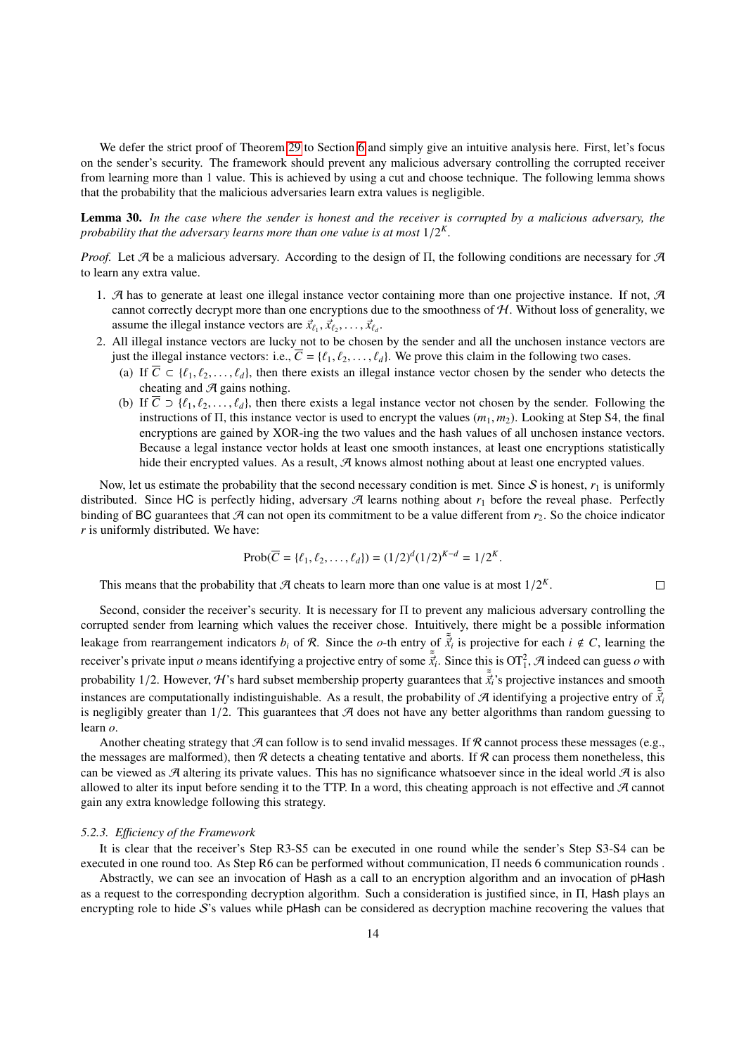We defer the strict proof of Theorem 29 to Section 6 and simply give an intuitive analysis here. First, let's focus on the sender's security. The framework should prevent any malicious adversary controlling the corrupted receiver from learning more than 1 value. This is achieved by using a cut and choose technique. The following lemma shows that the probability that the malicious adversaries learn extra values is negligible.

**Lemma 30.** *In the case where the sender is honest and the receiver is corrupted by a malicious adversary, the probability that the adversary learns more than one value is at most $1/2^K$.*

*Proof.* Let $\mathcal{A}$ be a malicious adversary. According to the design of $\Pi$, the following conditions are necessary for $\mathcal{A}$ to learn any extra value.

1. $\mathcal{A}$ has to generate at least one illegal instance vector containing more than one projective instance. If not, $\mathcal{A}$ cannot correctly decrypt more than one encryptions due to the smoothness of $\mathcal{H}$. Without loss of generality, we assume the illegal instance vectors are $\vec{x}_{\ell_1}, \vec{x}_{\ell_2}, \ldots, \vec{x}_{\ell_d}$.
2. All illegal instance vectors are lucky not to be chosen by the sender and all the unchosen instance vectors are just the illegal instance vectors: i.e., $\overline{C} = \{\ell_1, \ell_2, \ldots, \ell_d\}$. We prove this claim in the following two cases.
   (a) If $\overline{C} \subset \{\ell_1, \ell_2, \ldots, \ell_d\}$, then there exists an illegal instance vector chosen by the sender who detects the cheating and $\mathcal{A}$ gains nothing.
   (b) If $\overline{C} \supset \{\ell_1, \ell_2, \ldots, \ell_d\}$, then there exists a legal instance vector not chosen by the sender. Following the instructions of $\Pi$, this instance vector is used to encrypt the values $(m_1, m_2)$. Looking at Step S4, the final encryptions are gained by XOR-ing the two values and the hash values of all unchosen instance vectors. Because a legal instance vector holds at least one smooth instances, at least one encryptions statistically hide their encrypted values. As a result, $\mathcal{A}$ knows almost nothing about at least one encrypted values.

Now, let us estimate the probability that the second necessary condition is met. Since $\mathcal{S}$ is honest, $r_1$ is uniformly distributed. Since $\mathsf{HC}$ is perfectly hiding, adversary $\mathcal{A}$ learns nothing about $r_1$ before the reveal phase. Perfectly binding of $\mathsf{BC}$ guarantees that $\mathcal{A}$ can not open its commitment to be a value different from $r_2$. So the choice indicator $r$ is uniformly distributed. We have:

$$\mathrm{Prob}(\overline{C} = \{\ell_1, \ell_2, \ldots, \ell_d\}) = (1/2)^d (1/2)^{K-d} = 1/2^K.$$

This means that the probability that $\mathcal{A}$ cheats to learn more than one value is at most $1/2^K$. $\square$

Second, consider the receiver's security. It is necessary for $\Pi$ to prevent any malicious adversary controlling the corrupted sender from learning which values the receiver chose. Intuitively, there might be a possible information leakage from rearrangement indicators $b_i$ of $\mathcal{R}$. Since the $o$-th entry of $\tilde{\tilde{\vec{x}}}_i$ is projective for each $i \notin C$, learning the receiver's private input $o$ means identifying a projective entry of some $\tilde{\tilde{\vec{x}}}_i$. Since this is $\mathrm{OT}_1^2$, $\mathcal{A}$ indeed can guess $o$ with probability $1/2$. However, $\mathcal{H}$'s hard subset membership property guarantees that $\tilde{\tilde{\vec{x}}}_i$'s projective instances and smooth instances are computationally indistinguishable. As a result, the probability of $\mathcal{A}$ identifying a projective entry of $\tilde{\tilde{\vec{x}}}_i$ is negligibly greater than $1/2$. This guarantees that $\mathcal{A}$ does not have any better algorithms than random guessing to learn $o$.

Another cheating strategy that $\mathcal{A}$ can follow is to send invalid messages. If $\mathcal{R}$ cannot process these messages (e.g., the messages are malformed), then $\mathcal{R}$ detects a cheating tentative and aborts. If $\mathcal{R}$ can process them nonetheless, this can be viewed as $\mathcal{A}$ altering its private values. This has no significance whatsoever since in the ideal world $\mathcal{A}$ is also allowed to alter its input before sending it to the TTP. In a word, this cheating approach is not effective and $\mathcal{A}$ cannot gain any extra knowledge following this strategy.

### 5.2.3. *Efficiency of the Framework*

It is clear that the receiver's Step R3-S5 can be executed in one round while the sender's Step S3-S4 can be executed in one round too. As Step R6 can be performed without communication, $\Pi$ needs 6 communication rounds .

Abstractly, we can see an invocation of $\mathsf{Hash}$ as a call to an encryption algorithm and an invocation of $\mathsf{pHash}$ as a request to the corresponding decryption algorithm. Such a consideration is justified since, in $\Pi$, $\mathsf{Hash}$ plays an encrypting role to hide $\mathcal{S}$'s values while $\mathsf{pHash}$ can be considered as decryption machine recovering the values that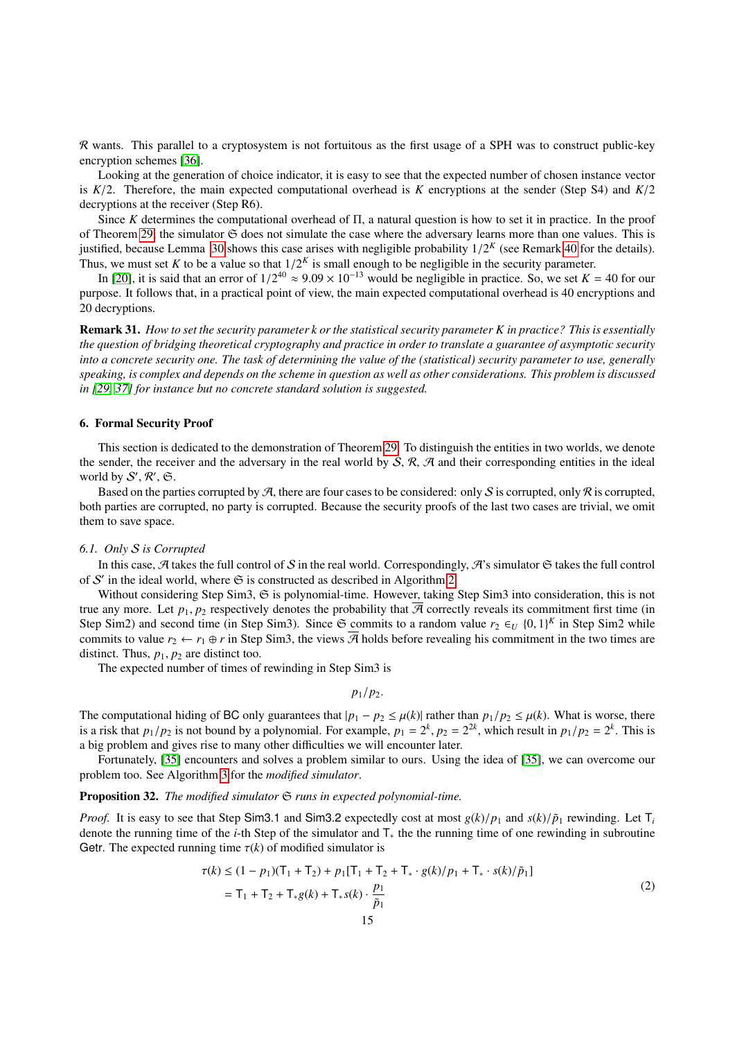$\mathcal{R}$ wants. This parallel to a cryptosystem is not fortuitous as the first usage of a SPH was to construct public-key encryption schemes [36].

Looking at the generation of choice indicator, it is easy to see that the expected number of chosen instance vector is $K/2$. Therefore, the main expected computational overhead is $K$ encryptions at the sender (Step S4) and $K/2$ decryptions at the receiver (Step R6).

Since $K$ determines the computational overhead of $\Pi$, a natural question is how to set it in practice. In the proof of Theorem 29, the simulator $\mathfrak{S}$ does not simulate the case where the adversary learns more than one values. This is justified, because Lemma 30 shows this case arises with negligible probability $1/2^K$ (see Remark 40 for the details). Thus, we must set $K$ to be a value so that $1/2^K$ is small enough to be negligible in the security parameter.

In [20], it is said that an error of $1/2^{40} \approx 9.09 \times 10^{-13}$ would be negligible in practice. So, we set $K = 40$ for our purpose. It follows that, in a practical point of view, the main expected computational overhead is 40 encryptions and 20 decryptions.

**Remark 31.** *How to set the security parameter k or the statistical security parameter K in practice? This is essentially the question of bridging theoretical cryptography and practice in order to translate a guarantee of asymptotic security into a concrete security one. The task of determining the value of the (statistical) security parameter to use, generally speaking, is complex and depends on the scheme in question as well as other considerations. This problem is discussed in [29, 37] for instance but no concrete standard solution is suggested.*

## 6. Formal Security Proof

This section is dedicated to the demonstration of Theorem 29. To distinguish the entities in two worlds, we denote the sender, the receiver and the adversary in the real world by $\mathcal{S}$, $\mathcal{R}$, $\mathcal{A}$ and their corresponding entities in the ideal world by $\mathcal{S}'$, $\mathcal{R}'$, $\mathfrak{S}$.

Based on the parties corrupted by $\mathcal{A}$, there are four cases to be considered: only $\mathcal{S}$ is corrupted, only $\mathcal{R}$ is corrupted, both parties are corrupted, no party is corrupted. Because the security proofs of the last two cases are trivial, we omit them to save space.

### *6.1. Only $\mathcal{S}$ is Corrupted*

In this case, $\mathcal{A}$ takes the full control of $\mathcal{S}$ in the real world. Correspondingly, $\mathcal{A}$'s simulator $\mathfrak{S}$ takes the full control of $\mathcal{S}'$ in the ideal world, where $\mathfrak{S}$ is constructed as described in Algorithm 2.

Without considering Step Sim3, $\mathfrak{S}$ is polynomial-time. However, taking Step Sim3 into consideration, this is not true any more. Let $p_1, p_2$ respectively denotes the probability that $\overline{\mathcal{A}}$ correctly reveals its commitment first time (in Step Sim2) and second time (in Step Sim3). Since $\mathfrak{S}$ commits to a random value $r_2 \in_U \{0,1\}^K$ in Step Sim2 while commits to value $r_2 \leftarrow r_1 \oplus r$ in Step Sim3, the views $\overline{\mathcal{A}}$ holds before revealing his commitment in the two times are distinct. Thus, $p_1, p_2$ are distinct too.

The expected number of times of rewinding in Step Sim3 is

$$p_1/p_2.$$

The computational hiding of $\mathsf{BC}$ only guarantees that $|p_1 - p_2 \leq \mu(k)|$ rather than $p_1/p_2 \leq \mu(k)$. What is worse, there is a risk that $p_1/p_2$ is not bound by a polynomial. For example, $p_1 = 2^k, p_2 = 2^{2k}$, which result in $p_1/p_2 = 2^k$. This is a big problem and gives rise to many other difficulties we will encounter later.

Fortunately, [35] encounters and solves a problem similar to ours. Using the idea of [35], we can overcome our problem too. See Algorithm 3 for the *modified simulator*.

**Proposition 32.** *The modified simulator $\mathfrak{S}$ runs in expected polynomial-time.*

*Proof.* It is easy to see that Step $\mathsf{Sim3.1}$ and $\mathsf{Sim3.2}$ expectedly cost at most $g(k)/p_1$ and $s(k)/\tilde{p}_1$ rewinding. Let $\mathsf{T}_i$ denote the running time of the $i$-th Step of the simulator and $\mathsf{T}_*$ the the running time of one rewinding in subroutine $\mathsf{Getr}$. The expected running time $\tau(k)$ of modified simulator is

$$\begin{aligned}
\tau(k) &\leq (1-p_1)(\mathsf{T}_1 + \mathsf{T}_2) + p_1[\mathsf{T}_1 + \mathsf{T}_2 + \mathsf{T}_* \cdot g(k)/p_1 + \mathsf{T}_* \cdot s(k)/\tilde{p}_1] \\
&= \mathsf{T}_1 + \mathsf{T}_2 + \mathsf{T}_* g(k) + \mathsf{T}_* s(k) \cdot \frac{p_1}{\tilde{p}_1}
\end{aligned} \tag{2}$$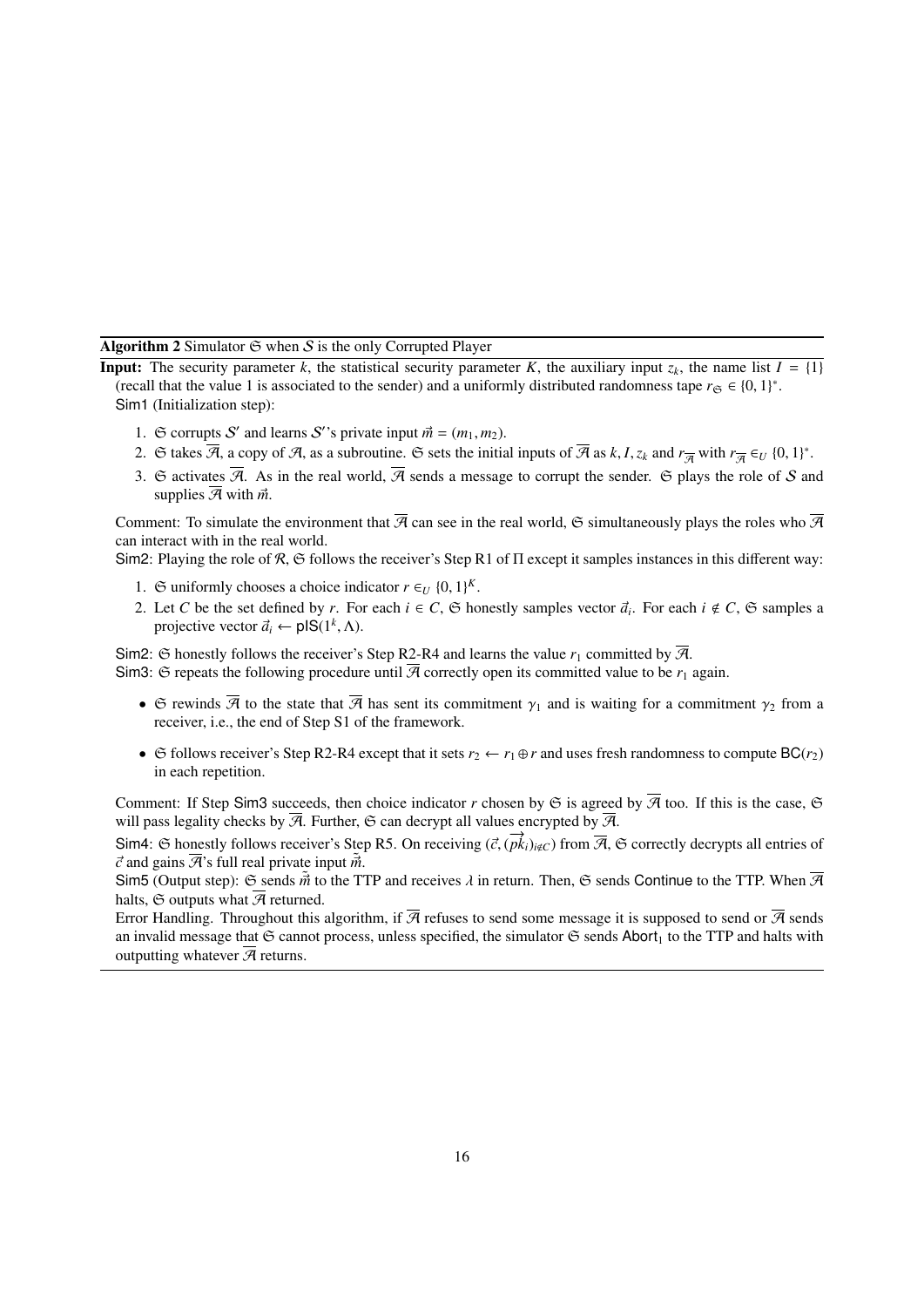**Algorithm 2** Simulator $\mathfrak{S}$ when $\mathcal{S}$ is the only Corrupted Player

**Input:** The security parameter $k$, the statistical security parameter $K$, the auxiliary input $z_k$, the name list $I = \{1\}$ (recall that the value 1 is associated to the sender) and a uniformly distributed randomness tape $r_{\mathfrak{S}} \in \{0, 1\}^*$.

Sim1 (Initialization step):

1. $\mathfrak{S}$ corrupts $\mathcal{S}'$ and learns $\mathcal{S}'$'s private input $\vec{m} = (m_1, m_2)$.
2. $\mathfrak{S}$ takes $\overline{\mathcal{A}}$, a copy of $\mathcal{A}$, as a subroutine. $\mathfrak{S}$ sets the initial inputs of $\overline{\mathcal{A}}$ as $k, I, z_k$ and $r_{\overline{\mathcal{A}}}$ with $r_{\overline{\mathcal{A}}} \in_U \{0, 1\}^*$.
3. $\mathfrak{S}$ activates $\overline{\mathcal{A}}$. As in the real world, $\overline{\mathcal{A}}$ sends a message to corrupt the sender. $\mathfrak{S}$ plays the role of $\mathcal{S}$ and supplies $\overline{\mathcal{A}}$ with $\vec{m}$.

Comment: To simulate the environment that $\overline{\mathcal{A}}$ can see in the real world, $\mathfrak{S}$ simultaneously plays the roles who $\overline{\mathcal{A}}$ can interact with in the real world.

Sim2: Playing the role of $\mathcal{R}$, $\mathfrak{S}$ follows the receiver's Step R1 of $\Pi$ except it samples instances in this different way:

1. $\mathfrak{S}$ uniformly chooses a choice indicator $r \in_U \{0, 1\}^K$.
2. Let $C$ be the set defined by $r$. For each $i \in C$, $\mathfrak{S}$ honestly samples vector $\vec{a}_i$. For each $i \notin C$, $\mathfrak{S}$ samples a projective vector $\vec{a}_i \leftarrow \mathsf{pIS}(1^k, \Lambda)$.

Sim2: $\mathfrak{S}$ honestly follows the receiver's Step R2-R4 and learns the value $r_1$ committed by $\overline{\mathcal{A}}$.

Sim3: $\mathfrak{S}$ repeats the following procedure until $\overline{\mathcal{A}}$ correctly open its committed value to be $r_1$ again.

- $\mathfrak{S}$ rewinds $\overline{\mathcal{A}}$ to the state that $\overline{\mathcal{A}}$ has sent its commitment $\gamma_1$ and is waiting for a commitment $\gamma_2$ from a receiver, i.e., the end of Step S1 of the framework.
- $\mathfrak{S}$ follows receiver's Step R2-R4 except that it sets $r_2 \leftarrow r_1 \oplus r$ and uses fresh randomness to compute $\mathsf{BC}(r_2)$ in each repetition.

Comment: If Step Sim3 succeeds, then choice indicator $r$ chosen by $\mathfrak{S}$ is agreed by $\overline{\mathcal{A}}$ too. If this is the case, $\mathfrak{S}$ will pass legality checks by $\overline{\mathcal{A}}$. Further, $\mathfrak{S}$ can decrypt all values encrypted by $\overline{\mathcal{A}}$.

Sim4: $\mathfrak{S}$ honestly follows receiver's Step R5. On receiving $(\vec{c}, (\overrightarrow{pk}_i)_{i \notin C})$ from $\overline{\mathcal{A}}$, $\mathfrak{S}$ correctly decrypts all entries of $\vec{c}$ and gains $\overline{\mathcal{A}}$'s full real private input $\tilde{\vec{m}}$.

Sim5 (Output step): $\mathfrak{S}$ sends $\tilde{\vec{m}}$ to the TTP and receives $\lambda$ in return. Then, $\mathfrak{S}$ sends Continue to the TTP. When $\overline{\mathcal{A}}$ halts, $\mathfrak{S}$ outputs what $\overline{\mathcal{A}}$ returned.

Error Handling. Throughout this algorithm, if $\overline{\mathcal{A}}$ refuses to send some message it is supposed to send or $\overline{\mathcal{A}}$ sends an invalid message that $\mathfrak{S}$ cannot process, unless specified, the simulator $\mathfrak{S}$ sends $\mathsf{Abort}_1$ to the TTP and halts with outputting whatever $\overline{\mathcal{A}}$ returns.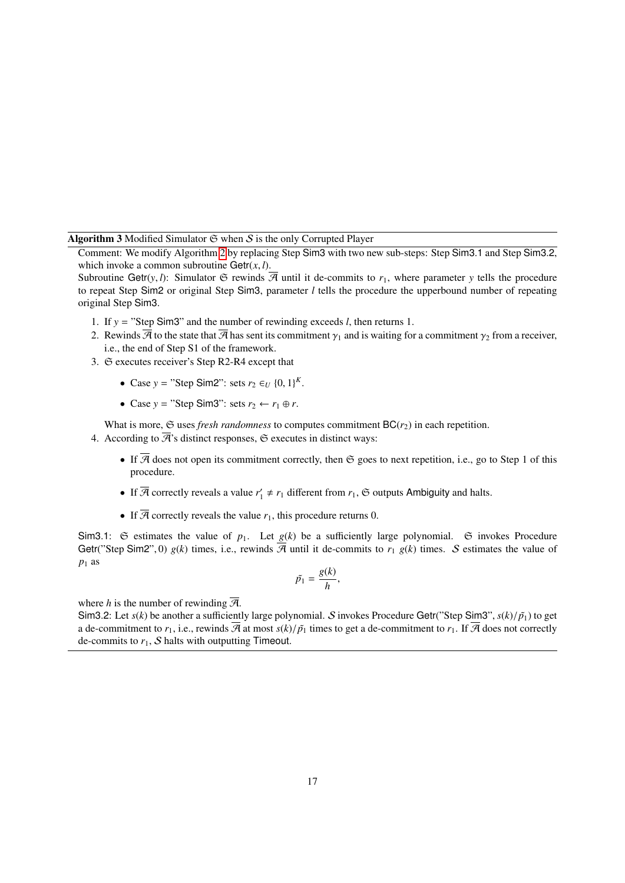**Algorithm 3** Modified Simulator $\mathfrak{S}$ when $\mathcal{S}$ is the only Corrupted Player

Comment: We modify Algorithm 2 by replacing Step Sim3 with two new sub-steps: Step Sim3.1 and Step Sim3.2, which invoke a common subroutine Getr$(x, l)$.

Subroutine Getr$(y, l)$: Simulator $\mathfrak{S}$ rewinds $\overline{\mathcal{A}}$ until it de-commits to $r_1$, where parameter $y$ tells the procedure to repeat Step Sim2 or original Step Sim3, parameter $l$ tells the procedure the upperbound number of repeating original Step Sim3.

1. If $y =$ "Step Sim3" and the number of rewinding exceeds $l$, then returns 1.
2. Rewinds $\overline{\mathcal{A}}$ to the state that $\overline{\mathcal{A}}$ has sent its commitment $\gamma_1$ and is waiting for a commitment $\gamma_2$ from a receiver, i.e., the end of Step S1 of the framework.
3. $\mathfrak{S}$ executes receiver's Step R2-R4 except that
   - Case $y =$ "Step Sim2": sets $r_2 \in_U \{0, 1\}^K$.
   - Case $y =$ "Step Sim3": sets $r_2 \leftarrow r_1 \oplus r$.

   What is more, $\mathfrak{S}$ uses *fresh randomness* to computes commitment $\mathsf{BC}(r_2)$ in each repetition.
4. According to $\overline{\mathcal{A}}$'s distinct responses, $\mathfrak{S}$ executes in distinct ways:
   - If $\overline{\mathcal{A}}$ does not open its commitment correctly, then $\mathfrak{S}$ goes to next repetition, i.e., go to Step 1 of this procedure.
   - If $\overline{\mathcal{A}}$ correctly reveals a value $r_1' \neq r_1$ different from $r_1$, $\mathfrak{S}$ outputs Ambiguity and halts.
   - If $\overline{\mathcal{A}}$ correctly reveals the value $r_1$, this procedure returns 0.

Sim3.1: $\mathfrak{S}$ estimates the value of $p_1$. Let $g(k)$ be a sufficiently large polynomial. $\mathfrak{S}$ invokes Procedure Getr("Step Sim2", 0) $g(k)$ times, i.e., rewinds $\overline{\mathcal{A}}$ until it de-commits to $r_1$ $g(k)$ times. $\mathcal{S}$ estimates the value of $p_1$ as

$$\tilde{p_1} = \frac{g(k)}{h},$$

where $h$ is the number of rewinding $\overline{\mathcal{A}}$.

Sim3.2: Let $s(k)$ be another a sufficiently large polynomial. $\mathcal{S}$ invokes Procedure Getr("Step Sim3", $s(k)/\tilde{p_1}$) to get a de-commitment to $r_1$, i.e., rewinds $\overline{\mathcal{A}}$ at most $s(k)/\tilde{p_1}$ times to get a de-commitment to $r_1$. If $\overline{\mathcal{A}}$ does not correctly de-commits to $r_1$, $\mathcal{S}$ halts with outputting Timeout.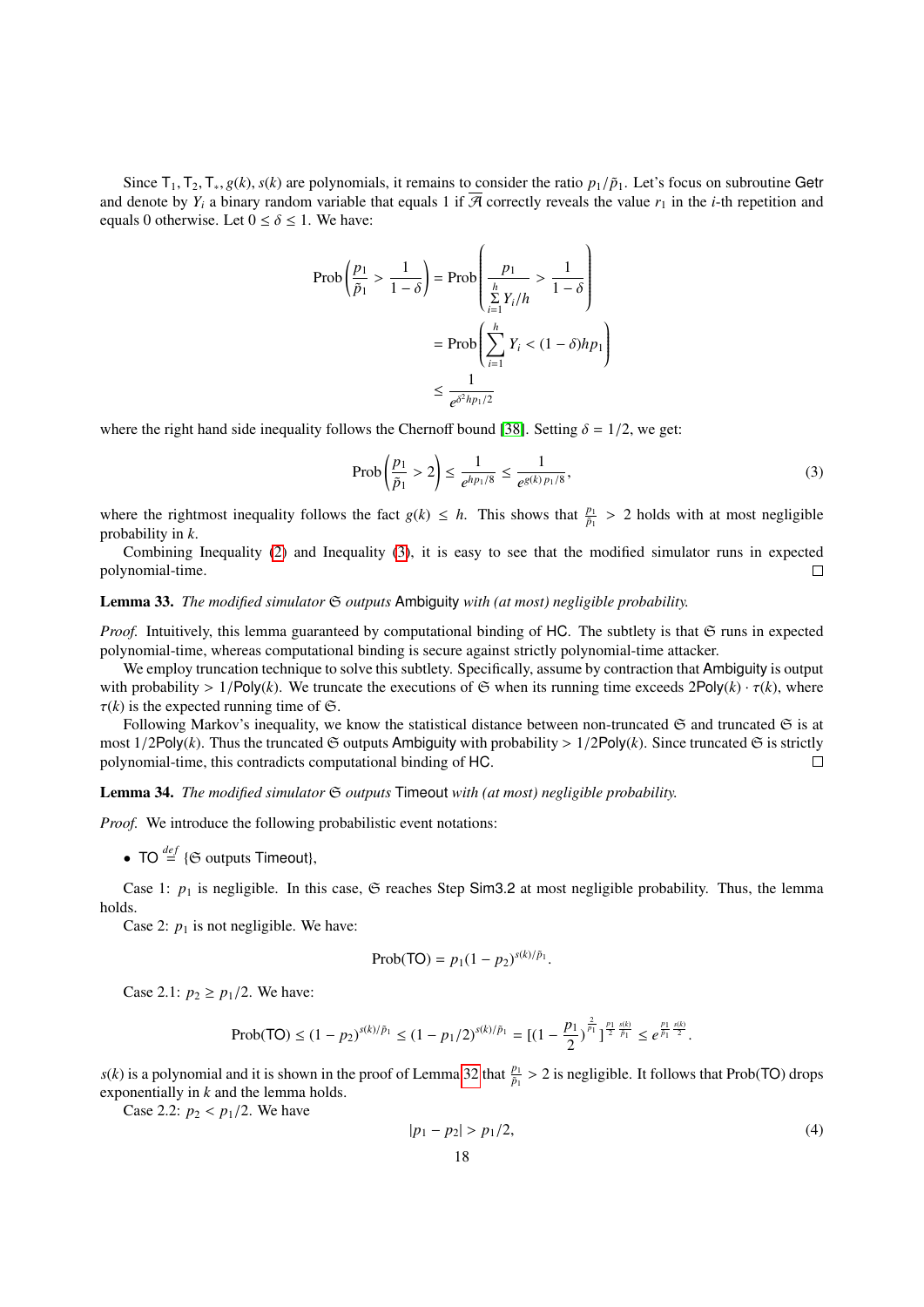Since $\mathsf{T}_1, \mathsf{T}_2, \mathsf{T}_*, g(k), s(k)$ are polynomials, it remains to consider the ratio $p_1/\tilde{p}_1$. Let's focus on subroutine Getr and denote by $Y_i$ a binary random variable that equals 1 if $\overline{\mathcal{A}}$ correctly reveals the value $r_1$ in the $i$-th repetition and equals 0 otherwise. Let $0 \leq \delta \leq 1$. We have:

$$
\begin{aligned}
\text{Prob}\left(\frac{p_1}{\tilde{p}_1} > \frac{1}{1-\delta}\right) &= \text{Prob}\left(\frac{p_1}{\sum_{i=1}^{h} Y_i/h} > \frac{1}{1-\delta}\right) \\
&= \text{Prob}\left(\sum_{i=1}^{h} Y_i < (1-\delta)hp_1\right) \\
&\leq \frac{1}{e^{\delta^2 hp_1/2}}
\end{aligned}
$$

where the right hand side inequality follows the Chernoff bound [38]. Setting $\delta = 1/2$, we get:

$$
\text{Prob}\left(\frac{p_1}{\tilde{p}_1} > 2\right) \leq \frac{1}{e^{hp_1/8}} \leq \frac{1}{e^{g(k)\,p_1/8}}, \tag{3}
$$

where the rightmost inequality follows the fact $g(k) \leq h$. This shows that $\frac{p_1}{\tilde{p}_1} > 2$ holds with at most negligible probability in $k$.

Combining Inequality (2) and Inequality (3), it is easy to see that the modified simulator runs in expected polynomial-time. □

**Lemma 33.** *The modified simulator $\mathfrak{S}$ outputs* Ambiguity *with (at most) negligible probability.*

*Proof.* Intuitively, this lemma guaranteed by computational binding of HC. The subtlety is that $\mathfrak{S}$ runs in expected polynomial-time, whereas computational binding is secure against strictly polynomial-time attacker.

We employ truncation technique to solve this subtlety. Specifically, assume by contraction that Ambiguity is output with probability $> 1/\mathsf{Poly}(k)$. We truncate the executions of $\mathfrak{S}$ when its running time exceeds $2\mathsf{Poly}(k) \cdot \tau(k)$, where $\tau(k)$ is the expected running time of $\mathfrak{S}$.

Following Markov's inequality, we know the statistical distance between non-truncated $\mathfrak{S}$ and truncated $\mathfrak{S}$ is at most $1/2\mathsf{Poly}(k)$. Thus the truncated $\mathfrak{S}$ outputs Ambiguity with probability $> 1/2\mathsf{Poly}(k)$. Since truncated $\mathfrak{S}$ is strictly polynomial-time, this contradicts computational binding of HC. □

**Lemma 34.** *The modified simulator $\mathfrak{S}$ outputs* Timeout *with (at most) negligible probability.*

*Proof.* We introduce the following probabilistic event notations:

- $\mathsf{TO} \stackrel{def}{=} \{\mathfrak{S}$ outputs Timeout$\}$,

Case 1: $p_1$ is negligible. In this case, $\mathfrak{S}$ reaches Step Sim3.2 at most negligible probability. Thus, the lemma holds.

Case 2: $p_1$ is not negligible. We have:

$$
\text{Prob}(\mathsf{TO}) = p_1(1-p_2)^{s(k)/\tilde{p}_1}.
$$

Case 2.1: $p_2 \geq p_1/2$. We have:

$$
\text{Prob}(\mathsf{TO}) \leq (1-p_2)^{s(k)/\tilde{p}_1} \leq (1-p_1/2)^{s(k)/\tilde{p}_1} = [(1-\frac{p_1}{2})^{\frac{2}{p_1}}]^{\frac{p_1}{2}\frac{s(k)}{\tilde{p}_1}} \leq e^{\frac{p_1}{\tilde{p}_1}\frac{s(k)}{2}}.
$$

$s(k)$ is a polynomial and it is shown in the proof of Lemma 32 that $\frac{p_1}{\tilde{p}_1} > 2$ is negligible. It follows that Prob(TO) drops exponentially in $k$ and the lemma holds.

Case 2.2: $p_2 < p_1/2$. We have

$$
|p_1 - p_2| > p_1/2, \tag{4}
$$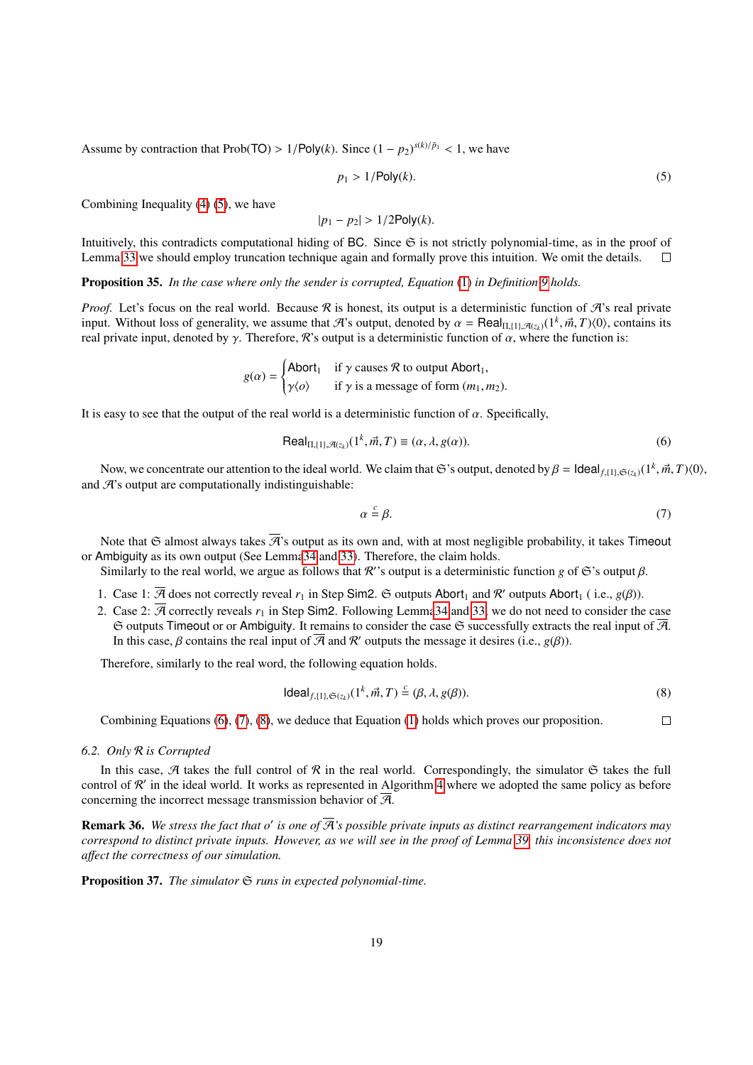Assume by contraction that Prob(TO) $> 1/\mathsf{Poly}(k)$. Since $(1-p_2)^{s(k)/\tilde{p}_1} < 1$, we have

$$p_1 > 1/\mathsf{Poly}(k). \tag{5}$$

Combining Inequality (4) (5), we have

$$|p_1 - p_2| > 1/2\mathsf{Poly}(k).$$

Intuitively, this contradicts computational hiding of BC. Since $\mathfrak{S}$ is not strictly polynomial-time, as in the proof of Lemma 33 we should employ truncation technique again and formally prove this intuition. We omit the details. □

**Proposition 35.** *In the case where only the sender is corrupted, Equation (1) in Definition 9 holds.*

*Proof.* Let's focus on the real world. Because $\mathcal{R}$ is honest, its output is a deterministic function of $\mathcal{A}$'s real private input. Without loss of generality, we assume that $\mathcal{A}$'s output, denoted by $\alpha = \mathsf{Real}_{\Pi,\{1\},\mathcal{A}(z_k)}(1^k, \vec{m}, T)\langle 0\rangle$, contains its real private input, denoted by $\gamma$. Therefore, $\mathcal{R}$'s output is a deterministic function of $\alpha$, where the function is:

$$g(\alpha) = \begin{cases} \mathsf{Abort}_1 & \text{if } \gamma \text{ causes } \mathcal{R} \text{ to output } \mathsf{Abort}_1, \\ \gamma\langle o\rangle & \text{if } \gamma \text{ is a message of form } (m_1, m_2). \end{cases}$$

It is easy to see that the output of the real world is a deterministic function of $\alpha$. Specifically,

$$\mathsf{Real}_{\Pi,\{1\},\mathcal{A}(z_k)}(1^k, \vec{m}, T) \equiv (\alpha, \lambda, g(\alpha)). \tag{6}$$

Now, we concentrate our attention to the ideal world. We claim that $\mathfrak{S}$'s output, denoted by $\beta = \mathsf{Ideal}_{f,\{1\},\mathfrak{S}(z_k)}(1^k, \vec{m}, T)\langle 0\rangle$, and $\mathcal{A}$'s output are computationally indistinguishable:

$$\alpha \stackrel{c}{=} \beta. \tag{7}$$

Note that $\mathfrak{S}$ almost always takes $\overline{\mathcal{A}}$'s output as its own and, with at most negligible probability, it takes Timeout or Ambiguity as its own output (See Lemma 34 and 33). Therefore, the claim holds.

Similarly to the real world, we argue as follows that $\mathcal{R}'$'s output is a deterministic function $g$ of $\mathfrak{S}$'s output $\beta$.

1. Case 1: $\overline{\mathcal{A}}$ does not correctly reveal $r_1$ in Step Sim2. $\mathfrak{S}$ outputs $\mathsf{Abort}_1$ and $\mathcal{R}'$ outputs $\mathsf{Abort}_1$ ( i.e., $g(\beta)$).
2. Case 2: $\overline{\mathcal{A}}$ correctly reveals $r_1$ in Step Sim2. Following Lemma 34 and 33, we do not need to consider the case $\mathfrak{S}$ outputs Timeout or or Ambiguity. It remains to consider the case $\mathfrak{S}$ successfully extracts the real input of $\overline{\mathcal{A}}$. In this case, $\beta$ contains the real input of $\overline{\mathcal{A}}$ and $\mathcal{R}'$ outputs the message it desires (i.e., $g(\beta)$).

Therefore, similarly to the real word, the following equation holds.

$$\mathsf{Ideal}_{f,\{1\},\mathfrak{S}(z_k)}(1^k, \vec{m}, T) \stackrel{c}{=} (\beta, \lambda, g(\beta)). \tag{8}$$

Combining Equations (6), (7), (8), we deduce that Equation (1) holds which proves our proposition. □

### 6.2. Only $\mathcal{R}$ is Corrupted

In this case, $\mathcal{A}$ takes the full control of $\mathcal{R}$ in the real world. Correspondingly, the simulator $\mathfrak{S}$ takes the full control of $\mathcal{R}'$ in the ideal world. It works as represented in Algorithm 4 where we adopted the same policy as before concerning the incorrect message transmission behavior of $\overline{\mathcal{A}}$.

**Remark 36.** *We stress the fact that $o'$ is one of $\overline{\mathcal{A}}$'s possible private inputs as distinct rearrangement indicators may correspond to distinct private inputs. However, as we will see in the proof of Lemma 39, this inconsistence does not affect the correctness of our simulation.*

**Proposition 37.** *The simulator $\mathfrak{S}$ runs in expected polynomial-time.*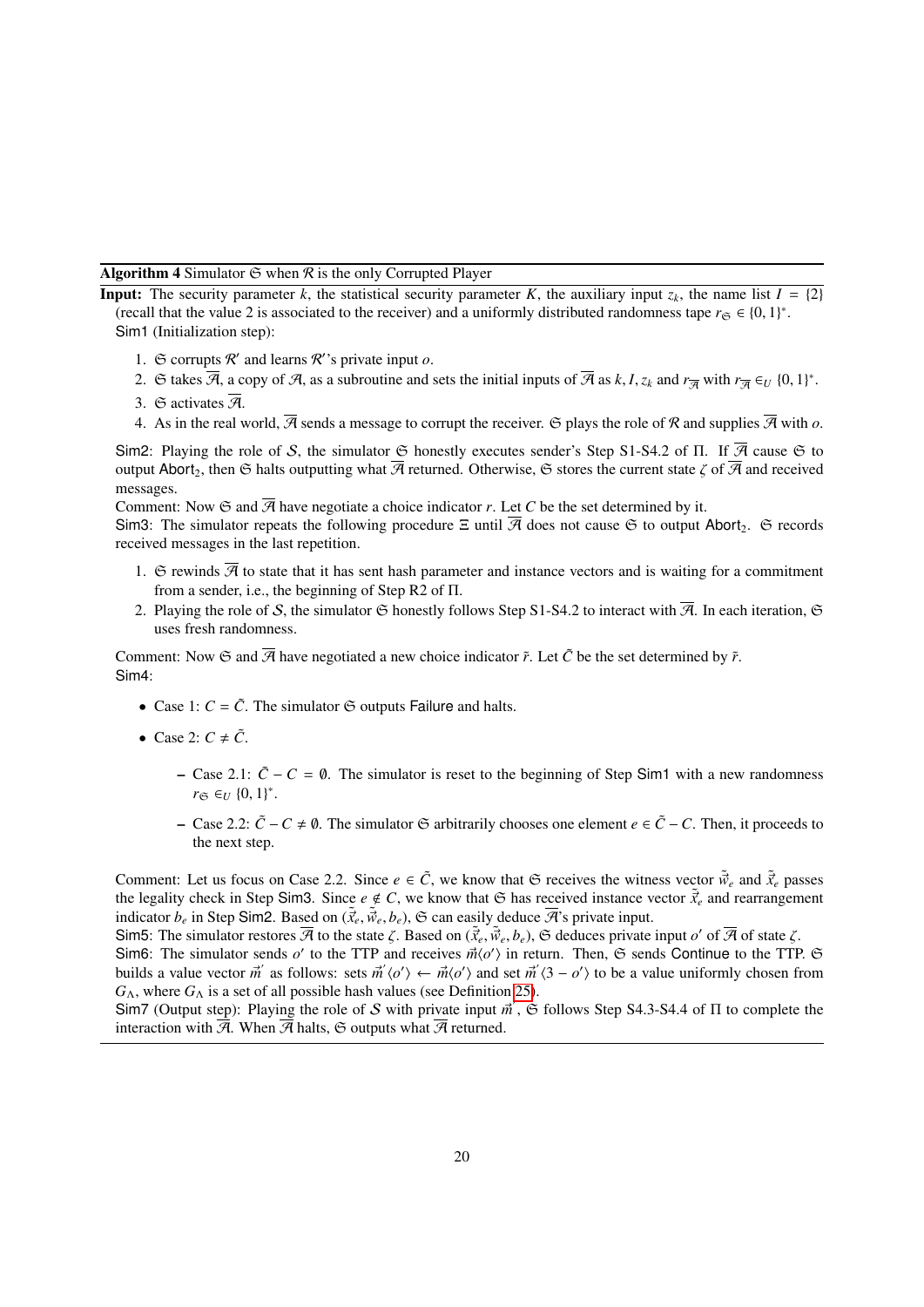**Algorithm 4** Simulator $\mathfrak{S}$ when $\mathcal{R}$ is the only Corrupted Player

**Input:** The security parameter $k$, the statistical security parameter $K$, the auxiliary input $z_k$, the name list $I = \{2\}$ (recall that the value 2 is associated to the receiver) and a uniformly distributed randomness tape $r_{\mathfrak{S}} \in \{0,1\}^*$.

Sim1 (Initialization step):

1. $\mathfrak{S}$ corrupts $\mathcal{R}'$ and learns $\mathcal{R}'$'s private input $o$.
2. $\mathfrak{S}$ takes $\overline{\mathcal{A}}$, a copy of $\mathcal{A}$, as a subroutine and sets the initial inputs of $\overline{\mathcal{A}}$ as $k, I, z_k$ and $r_{\overline{\mathcal{A}}}$ with $r_{\overline{\mathcal{A}}} \in_U \{0,1\}^*$.
3. $\mathfrak{S}$ activates $\overline{\mathcal{A}}$.
4. As in the real world, $\overline{\mathcal{A}}$ sends a message to corrupt the receiver. $\mathfrak{S}$ plays the role of $\mathcal{R}$ and supplies $\overline{\mathcal{A}}$ with $o$.

Sim2: Playing the role of $\mathcal{S}$, the simulator $\mathfrak{S}$ honestly executes sender's Step S1-S4.2 of $\Pi$. If $\overline{\mathcal{A}}$ cause $\mathfrak{S}$ to output $\mathsf{Abort}_2$, then $\mathfrak{S}$ halts outputting what $\overline{\mathcal{A}}$ returned. Otherwise, $\mathfrak{S}$ stores the current state $\zeta$ of $\overline{\mathcal{A}}$ and received messages.

Comment: Now $\mathfrak{S}$ and $\overline{\mathcal{A}}$ have negotiate a choice indicator $r$. Let $C$ be the set determined by it.

Sim3: The simulator repeats the following procedure $\Xi$ until $\overline{\mathcal{A}}$ does not cause $\mathfrak{S}$ to output $\mathsf{Abort}_2$. $\mathfrak{S}$ records received messages in the last repetition.

1. $\mathfrak{S}$ rewinds $\overline{\mathcal{A}}$ to state that it has sent hash parameter and instance vectors and is waiting for a commitment from a sender, i.e., the beginning of Step R2 of $\Pi$.
2. Playing the role of $\mathcal{S}$, the simulator $\mathfrak{S}$ honestly follows Step S1-S4.2 to interact with $\overline{\mathcal{A}}$. In each iteration, $\mathfrak{S}$ uses fresh randomness.

Comment: Now $\mathfrak{S}$ and $\overline{\mathcal{A}}$ have negotiated a new choice indicator $\tilde{r}$. Let $\tilde{C}$ be the set determined by $\tilde{r}$.

Sim4:

- Case 1: $C = \tilde{C}$. The simulator $\mathfrak{S}$ outputs $\mathsf{Failure}$ and halts.
- Case 2: $C \neq \tilde{C}$.
  - Case 2.1: $\tilde{C} - C = \emptyset$. The simulator is reset to the beginning of Step Sim1 with a new randomness $r_{\mathfrak{S}} \in_U \{0,1\}^*$.
  - Case 2.2: $\tilde{C} - C \neq \emptyset$. The simulator $\mathfrak{S}$ arbitrarily chooses one element $e \in \tilde{C} - C$. Then, it proceeds to the next step.

Comment: Let us focus on Case 2.2. Since $e \in \tilde{C}$, we know that $\mathfrak{S}$ receives the witness vector $\tilde{\vec{w}}_e$ and $\tilde{\vec{x}}_e$ passes the legality check in Step Sim3. Since $e \notin C$, we know that $\mathfrak{S}$ has received instance vector $\tilde{\vec{x}}_e$ and rearrangement indicator $b_e$ in Step Sim2. Based on $(\tilde{\vec{x}}_e, \tilde{\vec{w}}_e, b_e)$, $\mathfrak{S}$ can easily deduce $\overline{\mathcal{A}}$'s private input.

Sim5: The simulator restores $\overline{\mathcal{A}}$ to the state $\zeta$. Based on $(\tilde{\vec{x}}_e, \tilde{\vec{w}}_e, b_e)$, $\mathfrak{S}$ deduces private input $o'$ of $\overline{\mathcal{A}}$ of state $\zeta$.

Sim6: The simulator sends $o'$ to the TTP and receives $\vec{m}\langle o' \rangle$ in return. Then, $\mathfrak{S}$ sends $\mathsf{Continue}$ to the TTP. $\mathfrak{S}$ builds a value vector $\vec{m}'$ as follows: sets $\vec{m}'\langle o' \rangle \leftarrow \vec{m}\langle o' \rangle$ and set $\vec{m}'\langle 3 - o' \rangle$ to be a value uniformly chosen from $G_\Lambda$, where $G_\Lambda$ is a set of all possible hash values (see Definition 25).

Sim7 (Output step): Playing the role of $\mathcal{S}$ with private input $\vec{m}'$, $\mathfrak{S}$ follows Step S4.3-S4.4 of $\Pi$ to complete the interaction with $\overline{\mathcal{A}}$. When $\overline{\mathcal{A}}$ halts, $\mathfrak{S}$ outputs what $\overline{\mathcal{A}}$ returned.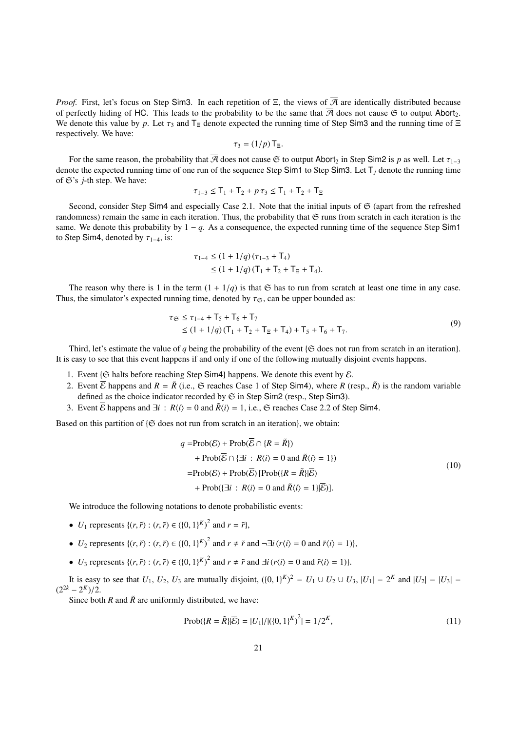*Proof.* First, let's focus on Step Sim3. In each repetition of $\Xi$, the views of $\overline{\mathcal{A}}$ are identically distributed because of perfectly hiding of HC. This leads to the probability to be the same that $\overline{\mathcal{A}}$ does not cause $\mathfrak{S}$ to output $\mathsf{Abort}_2$. We denote this value by $p$. Let $\tau_3$ and $\mathsf{T}_\Xi$ denote expected the running time of Step Sim3 and the running time of $\Xi$ respectively. We have:

$$\tau_3 = (1/p)\,\mathsf{T}_\Xi.$$

For the same reason, the probability that $\overline{\mathcal{A}}$ does not cause $\mathfrak{S}$ to output $\mathsf{Abort}_2$ in Step Sim2 is $p$ as well. Let $\tau_{1-3}$ denote the expected running time of one run of the sequence Step Sim1 to Step Sim3. Let $\mathsf{T}_j$ denote the running time of $\mathfrak{S}$'s $j$-th step. We have:

$$\tau_{1-3} \leq \mathsf{T}_1 + \mathsf{T}_2 + p\,\tau_3 \leq \mathsf{T}_1 + \mathsf{T}_2 + \mathsf{T}_\Xi$$

Second, consider Step Sim4 and especially Case 2.1. Note that the initial inputs of $\mathfrak{S}$ (apart from the refreshed randomness) remain the same in each iteration. Thus, the probability that $\mathfrak{S}$ runs from scratch in each iteration is the same. We denote this probability by $1-q$. As a consequence, the expected running time of the sequence Step Sim1 to Step Sim4, denoted by $\tau_{1-4}$, is:

$$\begin{aligned}
\tau_{1-4} &\leq (1 + 1/q)\,(\tau_{1-3} + \mathsf{T}_4) \\
&\leq (1 + 1/q)\,(\mathsf{T}_1 + \mathsf{T}_2 + \mathsf{T}_\Xi + \mathsf{T}_4).
\end{aligned}$$

The reason why there is 1 in the term $(1 + 1/q)$ is that $\mathfrak{S}$ has to run from scratch at least one time in any case. Thus, the simulator's expected running time, denoted by $\tau_\mathfrak{S}$, can be upper bounded as:

$$\begin{aligned}
\tau_\mathfrak{S} &\leq \tau_{1-4} + \mathsf{T}_5 + \mathsf{T}_6 + \mathsf{T}_7 \\
&\leq (1 + 1/q)\,(\mathsf{T}_1 + \mathsf{T}_2 + \mathsf{T}_\Xi + \mathsf{T}_4) + \mathsf{T}_5 + \mathsf{T}_6 + \mathsf{T}_7.
\end{aligned} \tag{9}$$

Third, let's estimate the value of $q$ being the probability of the event {$\mathfrak{S}$ does not run from scratch in an iteration}. It is easy to see that this event happens if and only if one of the following mutually disjoint events happens.

1. Event {$\mathfrak{S}$ halts before reaching Step Sim4} happens. We denote this event by $\mathcal{E}$.
2. Event $\overline{\mathcal{E}}$ happens and $R = \tilde{R}$ (i.e., $\mathfrak{S}$ reaches Case 1 of Step Sim4), where $R$ (resp., $\tilde{R}$) is the random variable defined as the choice indicator recorded by $\mathfrak{S}$ in Step Sim2 (resp., Step Sim3).
3. Event $\overline{\mathcal{E}}$ happens and $\exists i\,:\,R\langle i\rangle = 0$ and $\tilde{R}\langle i\rangle = 1$, i.e., $\mathfrak{S}$ reaches Case 2.2 of Step Sim4.

Based on this partition of {$\mathfrak{S}$ does not run from scratch in an iteration}, we obtain:

$$\begin{aligned}
q =& \mathrm{Prob}(\mathcal{E}) + \mathrm{Prob}(\overline{\mathcal{E}} \cap \{R = \tilde{R}\}) \\
&+ \mathrm{Prob}(\overline{\mathcal{E}} \cap \{\exists i\,:\,R\langle i\rangle = 0 \text{ and } \tilde{R}\langle i\rangle = 1\}) \\
=& \mathrm{Prob}(\mathcal{E}) + \mathrm{Prob}(\overline{\mathcal{E}})\,[\mathrm{Prob}(\{R = \tilde{R}\}|\overline{\mathcal{E}}) \\
&+ \mathrm{Prob}(\{\exists i\,:\,R\langle i\rangle = 0 \text{ and } \tilde{R}\langle i\rangle = 1\}|\overline{\mathcal{E}})].
\end{aligned} \tag{10}$$

We introduce the following notations to denote probabilistic events:

- $U_1$ represents $\{(r,\tilde{r}) : (r,\tilde{r}) \in (\{0,1\}^K)^2 \text{ and } r = \tilde{r}\}$,
- $U_2$ represents $\{(r,\tilde{r}) : (r,\tilde{r}) \in (\{0,1\}^K)^2 \text{ and } r \neq \tilde{r} \text{ and } \neg\exists i\,(r\langle i\rangle = 0 \text{ and } \tilde{r}\langle i\rangle = 1)\}$,
- $U_3$ represents $\{(r,\tilde{r}) : (r,\tilde{r}) \in (\{0,1\}^K)^2 \text{ and } r \neq \tilde{r} \text{ and } \exists i\,(r\langle i\rangle = 0 \text{ and } \tilde{r}\langle i\rangle = 1)\}$.

It is easy to see that $U_1$, $U_2$, $U_3$ are mutually disjoint, $(\{0,1\}^K)^2 = U_1 \cup U_2 \cup U_3$, $|U_1| = 2^K$ and $|U_2| = |U_3| = (2^{2k} - 2^K)/2$.

Since both $R$ and $\tilde{R}$ are uniformly distributed, we have:

$$\mathrm{Prob}(\{R = \tilde{R}\}|\overline{\mathcal{E}}) = |U_1|/|(\{0,1\}^K)^2| = 1/2^K, \tag{11}$$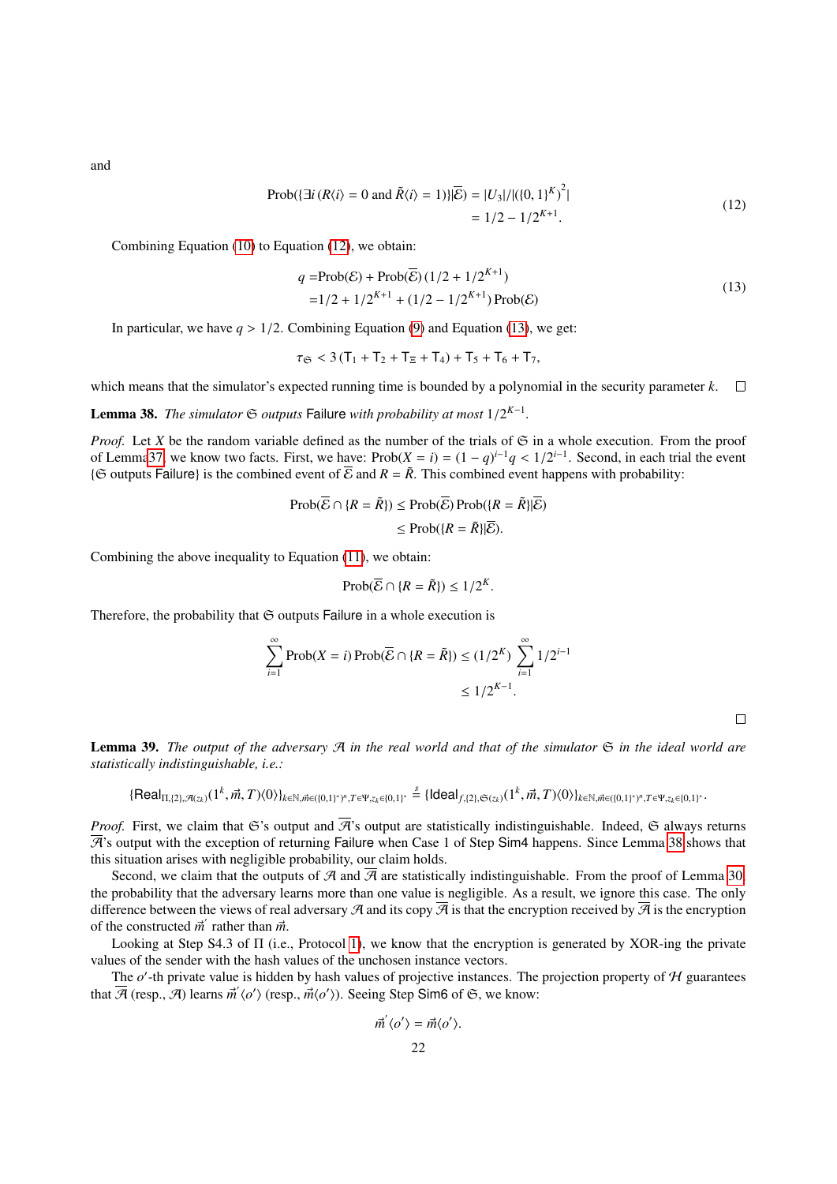and

$$\begin{aligned}\text{Prob}(\{\exists i\,(R\langle i\rangle = 0 \text{ and } \tilde{R}\langle i\rangle = 1)\}|\overline{\mathcal{E}}) &= |U_3|/|(\{0,1\}^K)^2| \\ &= 1/2 - 1/2^{K+1}.\end{aligned} \tag{12}$$

Combining Equation (10) to Equation (12), we obtain:

$$\begin{aligned} q =& \text{Prob}(\mathcal{E}) + \text{Prob}(\overline{\mathcal{E}})\,(1/2 + 1/2^{K+1}) \\ =& 1/2 + 1/2^{K+1} + (1/2 - 1/2^{K+1})\,\text{Prob}(\mathcal{E})\end{aligned} \tag{13}$$

In particular, we have $q > 1/2$. Combining Equation (9) and Equation (13), we get:

$$\tau_{\mathfrak{S}} < 3\,(\mathsf{T}_1 + \mathsf{T}_2 + \mathsf{T}_{\Xi} + \mathsf{T}_4) + \mathsf{T}_5 + \mathsf{T}_6 + \mathsf{T}_7,$$

which means that the simulator's expected running time is bounded by a polynomial in the security parameter $k$. □

**Lemma 38.** *The simulator $\mathfrak{S}$ outputs* Failure *with probability at most $1/2^{K-1}$.*

*Proof.* Let $X$ be the random variable defined as the number of the trials of $\mathfrak{S}$ in a whole execution. From the proof of Lemma 37, we know two facts. First, we have: $\text{Prob}(X = i) = (1-q)^{i-1}q < 1/2^{i-1}$. Second, in each trial the event $\{\mathfrak{S}$ outputs Failure$\}$ is the combined event of $\overline{\mathcal{E}}$ and $R = \tilde{R}$. This combined event happens with probability:

$$\begin{aligned}\text{Prob}(\overline{\mathcal{E}} \cap \{R = \tilde{R}\}) &\le \text{Prob}(\overline{\mathcal{E}})\,\text{Prob}(\{R = \tilde{R}\}|\overline{\mathcal{E}}) \\ &\le \text{Prob}(\{R = \tilde{R}\}|\overline{\mathcal{E}}).\end{aligned}$$

Combining the above inequality to Equation (11), we obtain:

$$\text{Prob}(\overline{\mathcal{E}} \cap \{R = \tilde{R}\}) \le 1/2^K.$$

Therefore, the probability that $\mathfrak{S}$ outputs Failure in a whole execution is

$$\begin{aligned}\sum_{i=1}^{\infty} \text{Prob}(X = i)\,\text{Prob}(\overline{\mathcal{E}} \cap \{R = \tilde{R}\}) &\le (1/2^K) \sum_{i=1}^{\infty} 1/2^{i-1} \\ &\le 1/2^{K-1}.\end{aligned}$$

□

**Lemma 39.** *The output of the adversary $\mathcal{A}$ in the real world and that of the simulator $\mathfrak{S}$ in the ideal world are statistically indistinguishable, i.e.:*

$$\{\mathsf{Real}_{\Pi,\{2\},\mathcal{A}(z_k)}(1^k, \vec{m}, T)\langle 0\rangle\}_{k\in\mathbb{N}, \vec{m}\in(\{0,1\}^*)^n, T\in\Psi, z_k\in\{0,1\}^*} \stackrel{s}{=} \{\mathsf{Ideal}_{f,\{2\},\mathfrak{S}(z_k)}(1^k, \vec{m}, T)\langle 0\rangle\}_{k\in\mathbb{N}, \vec{m}\in(\{0,1\}^*)^n, T\in\Psi, z_k\in\{0,1\}^*}.$$

*Proof.* First, we claim that $\mathfrak{S}$'s output and $\overline{\mathcal{A}}$'s output are statistically indistinguishable. Indeed, $\mathfrak{S}$ always returns $\overline{\mathcal{A}}$'s output with the exception of returning Failure when Case 1 of Step Sim4 happens. Since Lemma 38 shows that this situation arises with negligible probability, our claim holds.

Second, we claim that the outputs of $\mathcal{A}$ and $\overline{\mathcal{A}}$ are statistically indistinguishable. From the proof of Lemma 30, the probability that the adversary learns more than one value is negligible. As a result, we ignore this case. The only difference between the views of real adversary $\mathcal{A}$ and its copy $\overline{\mathcal{A}}$ is that the encryption received by $\overline{\mathcal{A}}$ is the encryption of the constructed $\vec{m}'$ rather than $\vec{m}$.

Looking at Step S4.3 of $\Pi$ (i.e., Protocol 1), we know that the encryption is generated by XOR-ing the private values of the sender with the hash values of the unchosen instance vectors.

The $o'$-th private value is hidden by hash values of projective instances. The projection property of $\mathcal{H}$ guarantees that $\overline{\mathcal{A}}$ (resp., $\mathcal{A}$) learns $\vec{m}'\langle o'\rangle$ (resp., $\vec{m}\langle o'\rangle$). Seeing Step Sim6 of $\mathfrak{S}$, we know:

$$\vec{m}'\langle o'\rangle = \vec{m}\langle o'\rangle.$$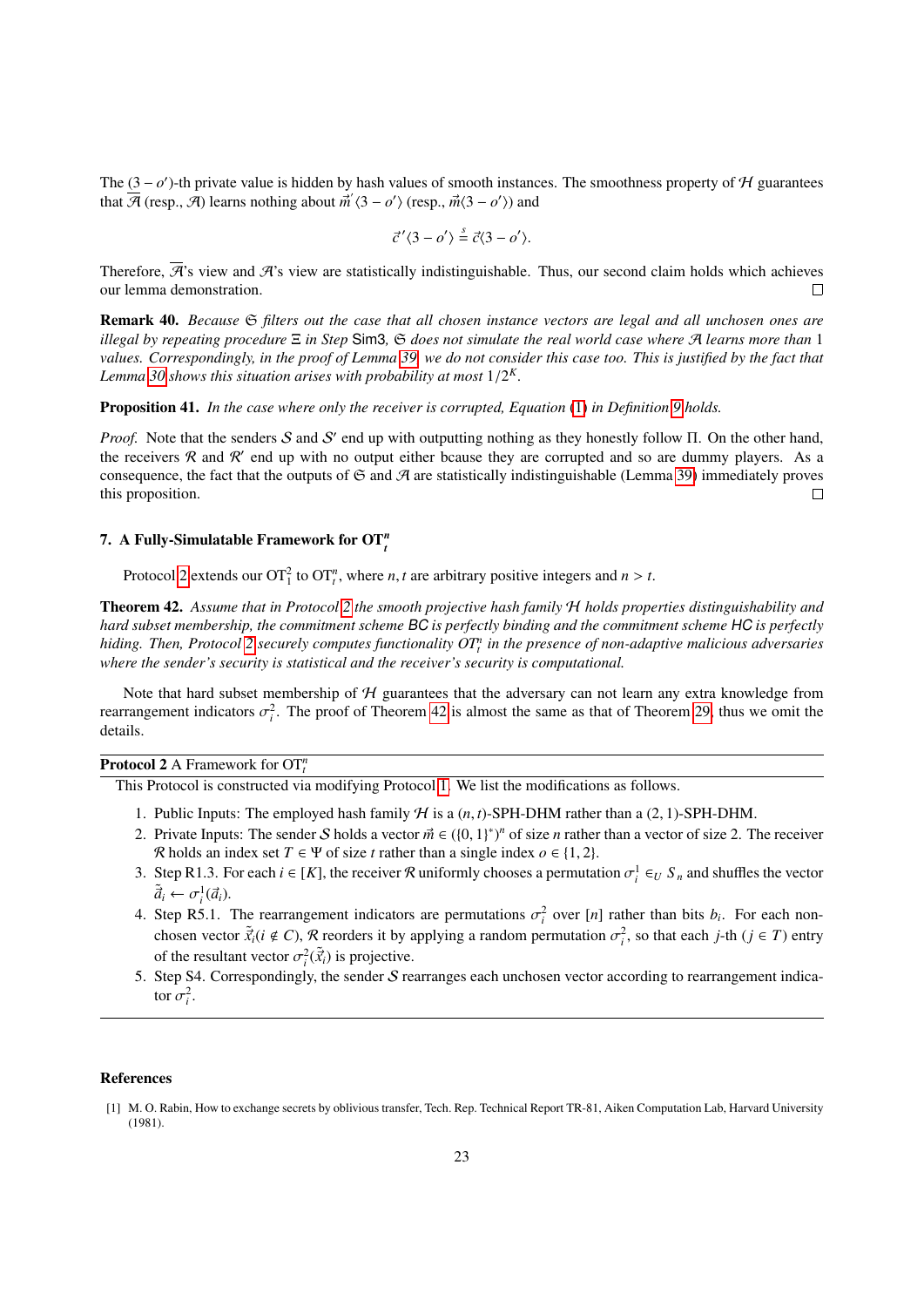The $(3 - o')$-th private value is hidden by hash values of smooth instances. The smoothness property of $\mathcal{H}$ guarantees that $\overline{\mathcal{A}}$ (resp., $\mathcal{A}$) learns nothing about $\vec{m}'\langle 3 - o'\rangle$ (resp., $\vec{m}\langle 3 - o'\rangle$) and

$$\vec{c}\,'\langle 3 - o'\rangle \stackrel{s}{=} \vec{c}\langle 3 - o'\rangle.$$

Therefore, $\overline{\mathcal{A}}$'s view and $\mathcal{A}$'s view are statistically indistinguishable. Thus, our second claim holds which achieves our lemma demonstration. □

**Remark 40.** *Because $\mathfrak{S}$ filters out the case that all chosen instance vectors are legal and all unchosen ones are illegal by repeating procedure $\Xi$ in Step* Sim3*, $\mathfrak{S}$ does not simulate the real world case where $\mathcal{A}$ learns more than 1 values. Correspondingly, in the proof of Lemma 39, we do not consider this case too. This is justified by the fact that Lemma 30 shows this situation arises with probability at most $1/2^K$.*

**Proposition 41.** *In the case where only the receiver is corrupted, Equation (1) in Definition 9 holds.*

*Proof.* Note that the senders $\mathcal{S}$ and $\mathcal{S}'$ end up with outputting nothing as they honestly follow $\Pi$. On the other hand, the receivers $\mathcal{R}$ and $\mathcal{R}'$ end up with no output either bcause they are corrupted and so are dummy players. As a consequence, the fact that the outputs of $\mathfrak{S}$ and $\mathcal{A}$ are statistically indistinguishable (Lemma 39) immediately proves this proposition. □

## 7. A Fully-Simulatable Framework for $\mathrm{OT}^n_t$

Protocol 2 extends our $\mathrm{OT}^2_1$ to $\mathrm{OT}^n_t$, where $n, t$ are arbitrary positive integers and $n > t$.

**Theorem 42.** *Assume that in Protocol 2 the smooth projective hash family $\mathcal{H}$ holds properties distinguishability and hard subset membership, the commitment scheme* BC *is perfectly binding and the commitment scheme* HC *is perfectly hiding. Then, Protocol 2 securely computes functionality $OT^n_t$ in the presence of non-adaptive malicious adversaries where the sender's security is statistical and the receiver's security is computational.*

Note that hard subset membership of $\mathcal{H}$ guarantees that the adversary can not learn any extra knowledge from rearrangement indicators $\sigma^2_i$. The proof of Theorem 42 is almost the same as that of Theorem 29, thus we omit the details.

---

**Protocol 2** A Framework for $\mathrm{OT}^n_t$

---

This Protocol is constructed via modifying Protocol 1. We list the modifications as follows.

1. Public Inputs: The employed hash family $\mathcal{H}$ is a $(n, t)$-SPH-DHM rather than a $(2, 1)$-SPH-DHM.
2. Private Inputs: The sender $\mathcal{S}$ holds a vector $\vec{m} \in (\{0, 1\}^*)^n$ of size $n$ rather than a vector of size 2. The receiver $\mathcal{R}$ holds an index set $T \in \Psi$ of size $t$ rather than a single index $o \in \{1, 2\}$.
3. Step R1.3. For each $i \in [K]$, the receiver $\mathcal{R}$ uniformly chooses a permutation $\sigma^1_i \in_U S_n$ and shuffles the vector $\tilde{\vec{a}}_i \leftarrow \sigma^1_i(\vec{a}_i)$.
4. Step R5.1. The rearrangement indicators are permutations $\sigma^2_i$ over $[n]$ rather than bits $b_i$. For each non-chosen vector $\tilde{\vec{x}}_i (i \notin C)$, $\mathcal{R}$ reorders it by applying a random permutation $\sigma^2_i$, so that each $j$-th $(j \in T)$ entry of the resultant vector $\sigma^2_i(\tilde{\vec{x}}_i)$ is projective.
5. Step S4. Correspondingly, the sender $\mathcal{S}$ rearranges each unchosen vector according to rearrangement indicator $\sigma^2_i$.

---

## References

[1] M. O. Rabin, How to exchange secrets by oblivious transfer, Tech. Rep. Technical Report TR-81, Aiken Computation Lab, Harvard University (1981).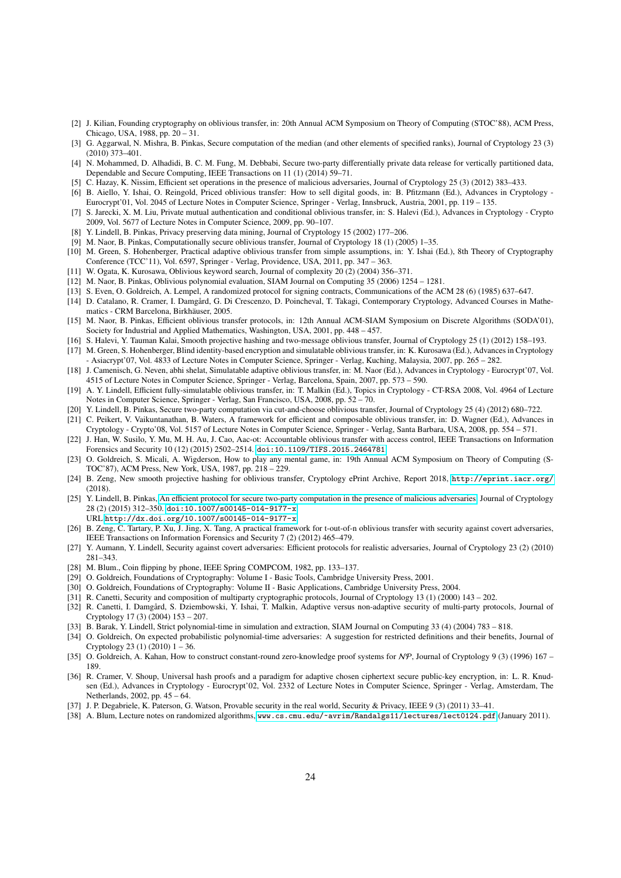[2] J. Kilian, Founding cryptography on oblivious transfer, in: 20th Annual ACM Symposium on Theory of Computing (STOC'88), ACM Press, Chicago, USA, 1988, pp. 20 – 31.

[3] G. Aggarwal, N. Mishra, B. Pinkas, Secure computation of the median (and other elements of specified ranks), Journal of Cryptology 23 (3) (2010) 373–401.

[4] N. Mohammed, D. Alhadidi, B. C. M. Fung, M. Debbabi, Secure two-party differentially private data release for vertically partitioned data, Dependable and Secure Computing, IEEE Transactions on 11 (1) (2014) 59–71.

[5] C. Hazay, K. Nissim, Efficient set operations in the presence of malicious adversaries, Journal of Cryptology 25 (3) (2012) 383–433.

[6] B. Aiello, Y. Ishai, O. Reingold, Priced oblivious transfer: How to sell digital goods, in: B. Pfitzmann (Ed.), Advances in Cryptology - Eurocrypt'01, Vol. 2045 of Lecture Notes in Computer Science, Springer - Verlag, Innsbruck, Austria, 2001, pp. 119 – 135.

[7] S. Jarecki, X. M. Liu, Private mutual authentication and conditional oblivious transfer, in: S. Halevi (Ed.), Advances in Cryptology - Crypto 2009, Vol. 5677 of Lecture Notes in Computer Science, 2009, pp. 90–107.

[8] Y. Lindell, B. Pinkas, Privacy preserving data mining, Journal of Cryptology 15 (2002) 177–206.

[9] M. Naor, B. Pinkas, Computationally secure oblivious transfer, Journal of Cryptology 18 (1) (2005) 1–35.

[10] M. Green, S. Hohenberger, Practical adaptive oblivious transfer from simple assumptions, in: Y. Ishai (Ed.), 8th Theory of Cryptography Conference (TCC'11), Vol. 6597, Springer - Verlag, Providence, USA, 2011, pp. 347 – 363.

[11] W. Ogata, K. Kurosawa, Oblivious keyword search, Journal of complexity 20 (2) (2004) 356–371.

[12] M. Naor, B. Pinkas, Oblivious polynomial evaluation, SIAM Journal on Computing 35 (2006) 1254 – 1281.

[13] S. Even, O. Goldreich, A. Lempel, A randomized protocol for signing contracts, Communications of the ACM 28 (6) (1985) 637–647.

[14] D. Catalano, R. Cramer, I. Damgård, G. Di Crescenzo, D. Poincheval, T. Takagi, Contemporary Cryptology, Advanced Courses in Mathematics - CRM Barcelona, Birkhäuser, 2005.

[15] M. Naor, B. Pinkas, Efficient oblivious transfer protocols, in: 12th Annual ACM-SIAM Symposium on Discrete Algorithms (SODA'01), Society for Industrial and Applied Mathematics, Washington, USA, 2001, pp. 448 – 457.

[16] S. Halevi, Y. Tauman Kalai, Smooth projective hashing and two-message oblivious transfer, Journal of Cryptology 25 (1) (2012) 158–193.

[17] M. Green, S. Hohenberger, Blind identity-based encryption and simulatable oblivious transfer, in: K. Kurosawa (Ed.), Advances in Cryptology - Asiacrypt'07, Vol. 4833 of Lecture Notes in Computer Science, Springer - Verlag, Kuching, Malaysia, 2007, pp. 265 – 282.

[18] J. Camenisch, G. Neven, abhi shelat, Simulatable adaptive oblivious transfer, in: M. Naor (Ed.), Advances in Cryptology - Eurocrypt'07, Vol. 4515 of Lecture Notes in Computer Science, Springer - Verlag, Barcelona, Spain, 2007, pp. 573 – 590.

[19] A. Y. Lindell, Efficient fully-simulatable oblivious transfer, in: T. Malkin (Ed.), Topics in Cryptology - CT-RSA 2008, Vol. 4964 of Lecture Notes in Computer Science, Springer - Verlag, San Francisco, USA, 2008, pp. 52 – 70.

[20] Y. Lindell, B. Pinkas, Secure two-party computation via cut-and-choose oblivious transfer, Journal of Cryptology 25 (4) (2012) 680–722.

[21] C. Peikert, V. Vaikuntanathan, B. Waters, A framework for efficient and composable oblivious transfer, in: D. Wagner (Ed.), Advances in Cryptology - Crypto'08, Vol. 5157 of Lecture Notes in Computer Science, Springer - Verlag, Santa Barbara, USA, 2008, pp. 554 – 571.

[22] J. Han, W. Susilo, Y. Mu, M. H. Au, J. Cao, Aac-ot: Accountable oblivious transfer with access control, IEEE Transactions on Information Forensics and Security 10 (12) (2015) 2502–2514. doi:10.1109/TIFS.2015.2464781.

[23] O. Goldreich, S. Micali, A. Wigderson, How to play any mental game, in: 19th Annual ACM Symposium on Theory of Computing (STOC'87), ACM Press, New York, USA, 1987, pp. 218 – 229.

[24] B. Zeng, New smooth projective hashing for oblivious transfer, Cryptology ePrint Archive, Report 2018, http://eprint.iacr.org/ (2018).

[25] Y. Lindell, B. Pinkas, An efficient protocol for secure two-party computation in the presence of malicious adversaries, Journal of Cryptology 28 (2) (2015) 312–350. doi:10.1007/s00145-014-9177-x.
URL http://dx.doi.org/10.1007/s00145-014-9177-x

[26] B. Zeng, C. Tartary, P. Xu, J. Jing, X. Tang, A practical framework for t-out-of-n oblivious transfer with security against covert adversaries, IEEE Transactions on Information Forensics and Security 7 (2) (2012) 465–479.

[27] Y. Aumann, Y. Lindell, Security against covert adversaries: Efficient protocols for realistic adversaries, Journal of Cryptology 23 (2) (2010) 281–343.

[28] M. Blum., Coin flipping by phone, IEEE Spring COMPCOM, 1982, pp. 133–137.

[29] O. Goldreich, Foundations of Cryptography: Volume I - Basic Tools, Cambridge University Press, 2001.

[30] O. Goldreich, Foundations of Cryptography: Volume II - Basic Applications, Cambridge University Press, 2004.

[31] R. Canetti, Security and composition of multiparty cryptographic protocols, Journal of Cryptology 13 (1) (2000) 143 – 202.

[32] R. Canetti, I. Damgård, S. Dziembowski, Y. Ishai, T. Malkin, Adaptive versus non-adaptive security of multi-party protocols, Journal of Cryptology 17 (3) (2004) 153 – 207.

[33] B. Barak, Y. Lindell, Strict polynomial-time in simulation and extraction, SIAM Journal on Computing 33 (4) (2004) 783 – 818.

[34] O. Goldreich, On expected probabilistic polynomial-time adversaries: A suggestion for restricted definitions and their benefits, Journal of Cryptology 23 (1) (2010) 1 – 36.

[35] O. Goldreich, A. Kahan, How to construct constant-round zero-knowledge proof systems for $\mathcal{NP}$, Journal of Cryptology 9 (3) (1996) 167 – 189.

[36] R. Cramer, V. Shoup, Universal hash proofs and a paradigm for adaptive chosen ciphertext secure public-key encryption, in: L. R. Knudsen (Ed.), Advances in Cryptology - Eurocrypt'02, Vol. 2332 of Lecture Notes in Computer Science, Springer - Verlag, Amsterdam, The Netherlands, 2002, pp. 45 – 64.

[37] J. P. Degabriele, K. Paterson, G. Watson, Provable security in the real world, Security & Privacy, IEEE 9 (3) (2011) 33–41.

[38] A. Blum, Lecture notes on randomized algorithms, www.cs.cmu.edu/~avrim/Randalgs11/lectures/lect0124.pdf (January 2011).